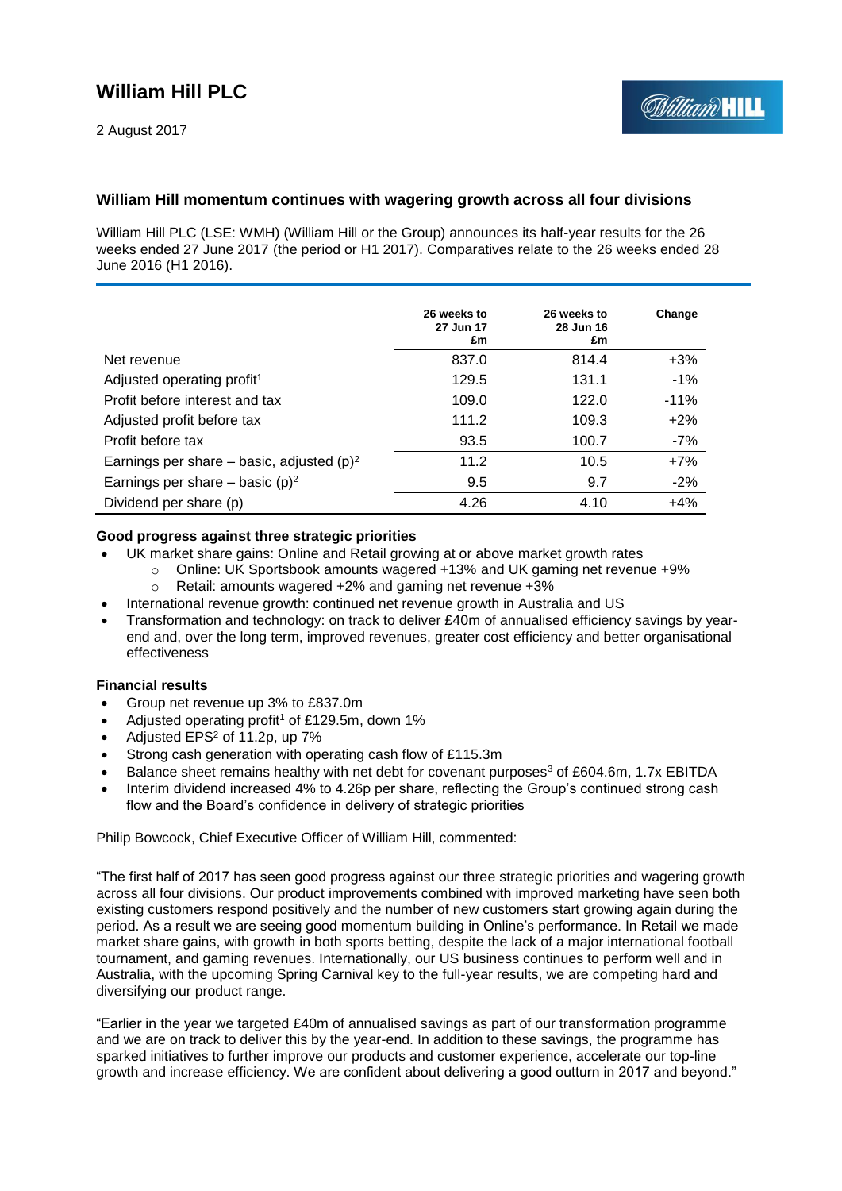# William Hill PLC

2 August 2017

## William Hill momentum continues with wagering growth across all four divisions

William Hill PLC (LSE: WMH) (William Hill or the Group) announces its half-year results for the 26 weeks ended 27 June 2017 (the period or H1 2017). Comparatives relate to the 26 weeks ended 28 June 2016 (H1 2016).

| | 26 weeks to 27 Jun 17 £m | 26 weeks to 28 Jun 16 £m | Change |
|---|---|---|---|
| Net revenue | 837.0 | 814.4 | +3% |
| Adjusted operating profit[1] | 129.5 | 131.1 | -1% |
| Profit before interest and tax | 109.0 | 122.0 | -11% |
| Adjusted profit before tax | 111.2 | 109.3 | +2% |
| Profit before tax | 93.5 | 100.7 | -7% |
| Earnings per share – basic, adjusted (p)[2] | 11.2 | 10.5 | +7% |
| Earnings per share – basic (p)[2] | 9.5 | 9.7 | -2% |
| Dividend per share (p) | 4.26 | 4.10 | +4% |

### Good progress against three strategic priorities

- UK market share gains: Online and Retail growing at or above market growth rates
  - Online: UK Sportsbook amounts wagered +13% and UK gaming net revenue +9%
  - Retail: amounts wagered +2% and gaming net revenue +3%
- International revenue growth: continued net revenue growth in Australia and US
- Transformation and technology: on track to deliver £40m of annualised efficiency savings by year-end and, over the long term, improved revenues, greater cost efficiency and better organisational effectiveness

### Financial results

- Group net revenue up 3% to £837.0m
- Adjusted operating profit[1] of £129.5m, down 1%
- Adjusted EPS[2] of 11.2p, up 7%
- Strong cash generation with operating cash flow of £115.3m
- Balance sheet remains healthy with net debt for covenant purposes[3] of £604.6m, 1.7x EBITDA
- Interim dividend increased 4% to 4.26p per share, reflecting the Group's continued strong cash flow and the Board's confidence in delivery of strategic priorities

Philip Bowcock, Chief Executive Officer of William Hill, commented:

"The first half of 2017 has seen good progress against our three strategic priorities and wagering growth across all four divisions. Our product improvements combined with improved marketing have seen both existing customers respond positively and the number of new customers start growing again during the period. As a result we are seeing good momentum building in Online's performance. In Retail we made market share gains, with growth in both sports betting, despite the lack of a major international football tournament, and gaming revenues. Internationally, our US business continues to perform well and in Australia, with the upcoming Spring Carnival key to the full-year results, we are competing hard and diversifying our product range.

"Earlier in the year we targeted £40m of annualised savings as part of our transformation programme and we are on track to deliver this by the year-end. In addition to these savings, the programme has sparked initiatives to further improve our products and customer experience, accelerate our top-line growth and increase efficiency. We are confident about delivering a good outturn in 2017 and beyond."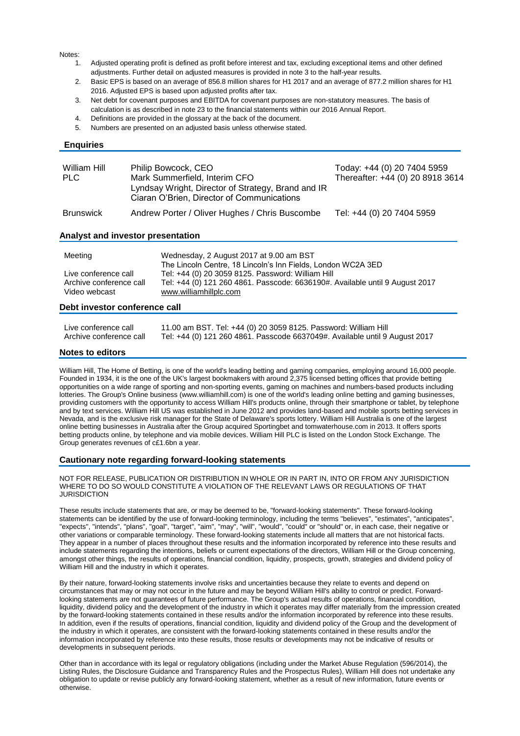Notes:

1. Adjusted operating profit is defined as profit before interest and tax, excluding exceptional items and other defined adjustments. Further detail on adjusted measures is provided in note 3 to the half-year results.
2. Basic EPS is based on an average of 856.8 million shares for H1 2017 and an average of 877.2 million shares for H1 2016. Adjusted EPS is based upon adjusted profits after tax.
3. Net debt for covenant purposes and EBITDA for covenant purposes are non-statutory measures. The basis of calculation is as described in note 23 to the financial statements within our 2016 Annual Report.
4. Definitions are provided in the glossary at the back of the document.
5. Numbers are presented on an adjusted basis unless otherwise stated.

## Enquiries

| | | |
|---|---|---|
| William Hill PLC | Philip Bowcock, CEO<br>Mark Summerfield, Interim CFO<br>Lyndsay Wright, Director of Strategy, Brand and IR<br>Ciaran O'Brien, Director of Communications | Today: +44 (0) 20 7404 5959<br>Thereafter: +44 (0) 20 8918 3614 |
| Brunswick | Andrew Porter / Oliver Hughes / Chris Buscombe | Tel: +44 (0) 20 7404 5959 |

## Analyst and investor presentation

| | |
|---|---|
| Meeting | Wednesday, 2 August 2017 at 9.00 am BST<br>The Lincoln Centre, 18 Lincoln's Inn Fields, London WC2A 3ED |
| Live conference call | Tel: +44 (0) 20 3059 8125. Password: William Hill |
| Archive conference call | Tel: +44 (0) 121 260 4861. Passcode: 6636190#. Available until 9 August 2017 |
| Video webcast | www.williamhillplc.com |

## Debt investor conference call

| | |
|---|---|
| Live conference call | 11.00 am BST. Tel: +44 (0) 20 3059 8125. Password: William Hill |
| Archive conference call | Tel: +44 (0) 121 260 4861. Passcode 6637049#. Available until 9 August 2017 |

## Notes to editors

William Hill, The Home of Betting, is one of the world's leading betting and gaming companies, employing around 16,000 people. Founded in 1934, it is the one of the UK's largest bookmakers with around 2,375 licensed betting offices that provide betting opportunities on a wide range of sporting and non-sporting events, gaming on machines and numbers-based products including lotteries. The Group's Online business (www.williamhill.com) is one of the world's leading online betting and gaming businesses, providing customers with the opportunity to access William Hill's products online, through their smartphone or tablet, by telephone and by text services. William Hill US was established in June 2012 and provides land-based and mobile sports betting services in Nevada, and is the exclusive risk manager for the State of Delaware's sports lottery. William Hill Australia is one of the largest online betting businesses in Australia after the Group acquired Sportingbet and tomwaterhouse.com in 2013. It offers sports betting products online, by telephone and via mobile devices. William Hill PLC is listed on the London Stock Exchange. The Group generates revenues of c£1.6bn a year.

## Cautionary note regarding forward-looking statements

NOT FOR RELEASE, PUBLICATION OR DISTRIBUTION IN WHOLE OR IN PART IN, INTO OR FROM ANY JURISDICTION WHERE TO DO SO WOULD CONSTITUTE A VIOLATION OF THE RELEVANT LAWS OR REGULATIONS OF THAT JURISDICTION

These results include statements that are, or may be deemed to be, "forward-looking statements". These forward-looking statements can be identified by the use of forward-looking terminology, including the terms "believes", "estimates", "anticipates", "expects", "intends", "plans", "goal", "target", "aim", "may", "will", "would", "could" or "should" or, in each case, their negative or other variations or comparable terminology. These forward-looking statements include all matters that are not historical facts. They appear in a number of places throughout these results and the information incorporated by reference into these results and include statements regarding the intentions, beliefs or current expectations of the directors, William Hill or the Group concerning, amongst other things, the results of operations, financial condition, liquidity, prospects, growth, strategies and dividend policy of William Hill and the industry in which it operates.

By their nature, forward-looking statements involve risks and uncertainties because they relate to events and depend on circumstances that may or may not occur in the future and may be beyond William Hill's ability to control or predict. Forward-looking statements are not guarantees of future performance. The Group's actual results of operations, financial condition, liquidity, dividend policy and the development of the industry in which it operates may differ materially from the impression created by the forward-looking statements contained in these results and/or the information incorporated by reference into these results. In addition, even if the results of operations, financial condition, liquidity and dividend policy of the Group and the development of the industry in which it operates, are consistent with the forward-looking statements contained in these results and/or the information incorporated by reference into these results, those results or developments may not be indicative of results or developments in subsequent periods.

Other than in accordance with its legal or regulatory obligations (including under the Market Abuse Regulation (596/2014), the Listing Rules, the Disclosure Guidance and Transparency Rules and the Prospectus Rules), William Hill does not undertake any obligation to update or revise publicly any forward-looking statement, whether as a result of new information, future events or otherwise.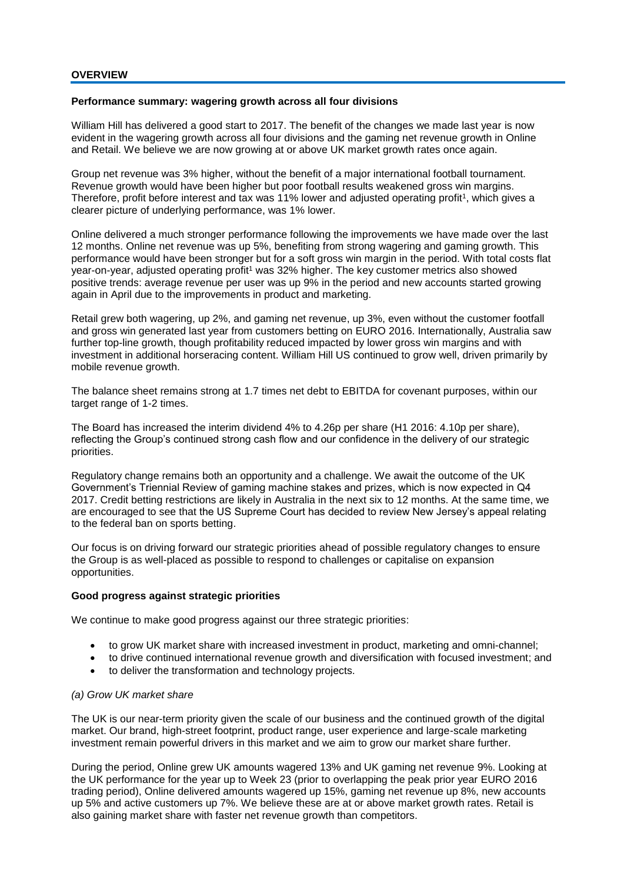## OVERVIEW

### Performance summary: wagering growth across all four divisions

William Hill has delivered a good start to 2017. The benefit of the changes we made last year is now evident in the wagering growth across all four divisions and the gaming net revenue growth in Online and Retail. We believe we are now growing at or above UK market growth rates once again.

Group net revenue was 3% higher, without the benefit of a major international football tournament. Revenue growth would have been higher but poor football results weakened gross win margins. Therefore, profit before interest and tax was 11% lower and adjusted operating profit[1], which gives a clearer picture of underlying performance, was 1% lower.

Online delivered a much stronger performance following the improvements we have made over the last 12 months. Online net revenue was up 5%, benefiting from strong wagering and gaming growth. This performance would have been stronger but for a soft gross win margin in the period. With total costs flat year-on-year, adjusted operating profit[1] was 32% higher. The key customer metrics also showed positive trends: average revenue per user was up 9% in the period and new accounts started growing again in April due to the improvements in product and marketing.

Retail grew both wagering, up 2%, and gaming net revenue, up 3%, even without the customer footfall and gross win generated last year from customers betting on EURO 2016. Internationally, Australia saw further top-line growth, though profitability reduced impacted by lower gross win margins and with investment in additional horseracing content. William Hill US continued to grow well, driven primarily by mobile revenue growth.

The balance sheet remains strong at 1.7 times net debt to EBITDA for covenant purposes, within our target range of 1-2 times.

The Board has increased the interim dividend 4% to 4.26p per share (H1 2016: 4.10p per share), reflecting the Group's continued strong cash flow and our confidence in the delivery of our strategic priorities.

Regulatory change remains both an opportunity and a challenge. We await the outcome of the UK Government's Triennial Review of gaming machine stakes and prizes, which is now expected in Q4 2017. Credit betting restrictions are likely in Australia in the next six to 12 months. At the same time, we are encouraged to see that the US Supreme Court has decided to review New Jersey's appeal relating to the federal ban on sports betting.

Our focus is on driving forward our strategic priorities ahead of possible regulatory changes to ensure the Group is as well-placed as possible to respond to challenges or capitalise on expansion opportunities.

### Good progress against strategic priorities

We continue to make good progress against our three strategic priorities:

- to grow UK market share with increased investment in product, marketing and omni-channel;
- to drive continued international revenue growth and diversification with focused investment; and
- to deliver the transformation and technology projects.

*(a) Grow UK market share*

The UK is our near-term priority given the scale of our business and the continued growth of the digital market. Our brand, high-street footprint, product range, user experience and large-scale marketing investment remain powerful drivers in this market and we aim to grow our market share further.

During the period, Online grew UK amounts wagered 13% and UK gaming net revenue 9%. Looking at the UK performance for the year up to Week 23 (prior to overlapping the peak prior year EURO 2016 trading period), Online delivered amounts wagered up 15%, gaming net revenue up 8%, new accounts up 5% and active customers up 7%. We believe these are at or above market growth rates. Retail is also gaining market share with faster net revenue growth than competitors.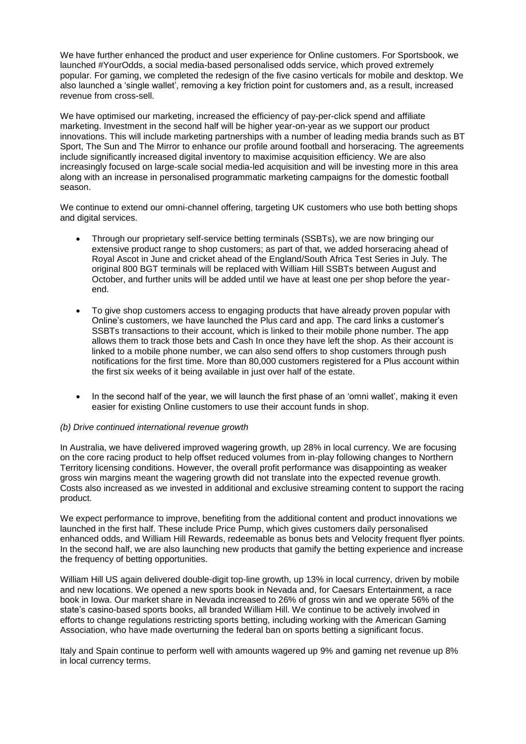We have further enhanced the product and user experience for Online customers. For Sportsbook, we launched #YourOdds, a social media-based personalised odds service, which proved extremely popular. For gaming, we completed the redesign of the five casino verticals for mobile and desktop. We also launched a 'single wallet', removing a key friction point for customers and, as a result, increased revenue from cross-sell.

We have optimised our marketing, increased the efficiency of pay-per-click spend and affiliate marketing. Investment in the second half will be higher year-on-year as we support our product innovations. This will include marketing partnerships with a number of leading media brands such as BT Sport, The Sun and The Mirror to enhance our profile around football and horseracing. The agreements include significantly increased digital inventory to maximise acquisition efficiency. We are also increasingly focused on large-scale social media-led acquisition and will be investing more in this area along with an increase in personalised programmatic marketing campaigns for the domestic football season.

We continue to extend our omni-channel offering, targeting UK customers who use both betting shops and digital services.

- Through our proprietary self-service betting terminals (SSBTs), we are now bringing our extensive product range to shop customers; as part of that, we added horseracing ahead of Royal Ascot in June and cricket ahead of the England/South Africa Test Series in July. The original 800 BGT terminals will be replaced with William Hill SSBTs between August and October, and further units will be added until we have at least one per shop before the year-end.

- To give shop customers access to engaging products that have already proven popular with Online's customers, we have launched the Plus card and app. The card links a customer's SSBTs transactions to their account, which is linked to their mobile phone number. The app allows them to track those bets and Cash In once they have left the shop. As their account is linked to a mobile phone number, we can also send offers to shop customers through push notifications for the first time. More than 80,000 customers registered for a Plus account within the first six weeks of it being available in just over half of the estate.

- In the second half of the year, we will launch the first phase of an 'omni wallet', making it even easier for existing Online customers to use their account funds in shop.

*(b) Drive continued international revenue growth*

In Australia, we have delivered improved wagering growth, up 28% in local currency. We are focusing on the core racing product to help offset reduced volumes from in-play following changes to Northern Territory licensing conditions. However, the overall profit performance was disappointing as weaker gross win margins meant the wagering growth did not translate into the expected revenue growth. Costs also increased as we invested in additional and exclusive streaming content to support the racing product.

We expect performance to improve, benefiting from the additional content and product innovations we launched in the first half. These include Price Pump, which gives customers daily personalised enhanced odds, and William Hill Rewards, redeemable as bonus bets and Velocity frequent flyer points. In the second half, we are also launching new products that gamify the betting experience and increase the frequency of betting opportunities.

William Hill US again delivered double-digit top-line growth, up 13% in local currency, driven by mobile and new locations. We opened a new sports book in Nevada and, for Caesars Entertainment, a race book in Iowa. Our market share in Nevada increased to 26% of gross win and we operate 56% of the state's casino-based sports books, all branded William Hill. We continue to be actively involved in efforts to change regulations restricting sports betting, including working with the American Gaming Association, who have made overturning the federal ban on sports betting a significant focus.

Italy and Spain continue to perform well with amounts wagered up 9% and gaming net revenue up 8% in local currency terms.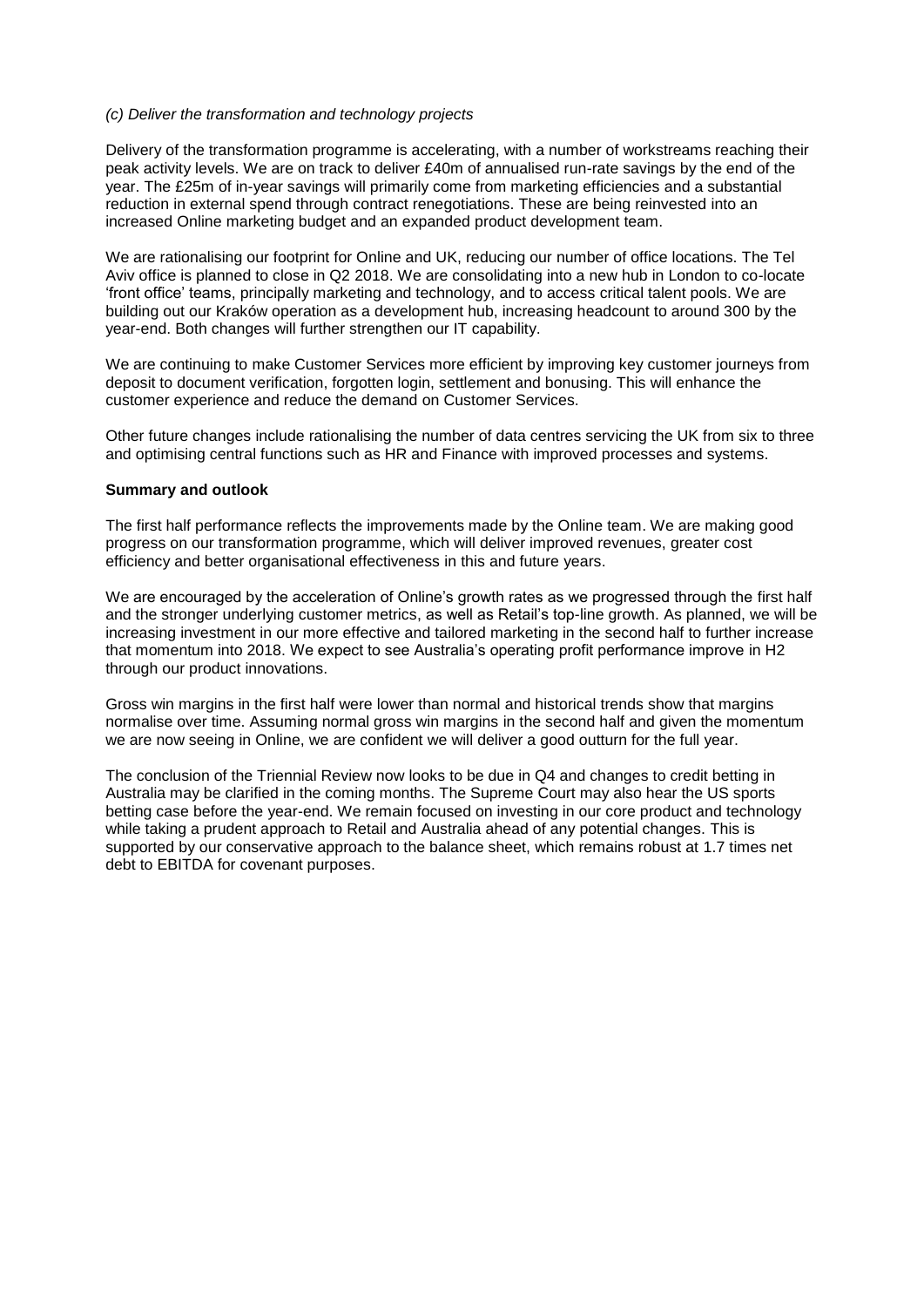*(c) Deliver the transformation and technology projects*

Delivery of the transformation programme is accelerating, with a number of workstreams reaching their peak activity levels. We are on track to deliver £40m of annualised run-rate savings by the end of the year. The £25m of in-year savings will primarily come from marketing efficiencies and a substantial reduction in external spend through contract renegotiations. These are being reinvested into an increased Online marketing budget and an expanded product development team.

We are rationalising our footprint for Online and UK, reducing our number of office locations. The Tel Aviv office is planned to close in Q2 2018. We are consolidating into a new hub in London to co-locate 'front office' teams, principally marketing and technology, and to access critical talent pools. We are building out our Kraków operation as a development hub, increasing headcount to around 300 by the year-end. Both changes will further strengthen our IT capability.

We are continuing to make Customer Services more efficient by improving key customer journeys from deposit to document verification, forgotten login, settlement and bonusing. This will enhance the customer experience and reduce the demand on Customer Services.

Other future changes include rationalising the number of data centres servicing the UK from six to three and optimising central functions such as HR and Finance with improved processes and systems.

**Summary and outlook**

The first half performance reflects the improvements made by the Online team. We are making good progress on our transformation programme, which will deliver improved revenues, greater cost efficiency and better organisational effectiveness in this and future years.

We are encouraged by the acceleration of Online's growth rates as we progressed through the first half and the stronger underlying customer metrics, as well as Retail's top-line growth. As planned, we will be increasing investment in our more effective and tailored marketing in the second half to further increase that momentum into 2018. We expect to see Australia's operating profit performance improve in H2 through our product innovations.

Gross win margins in the first half were lower than normal and historical trends show that margins normalise over time. Assuming normal gross win margins in the second half and given the momentum we are now seeing in Online, we are confident we will deliver a good outturn for the full year.

The conclusion of the Triennial Review now looks to be due in Q4 and changes to credit betting in Australia may be clarified in the coming months. The Supreme Court may also hear the US sports betting case before the year-end. We remain focused on investing in our core product and technology while taking a prudent approach to Retail and Australia ahead of any potential changes. This is supported by our conservative approach to the balance sheet, which remains robust at 1.7 times net debt to EBITDA for covenant purposes.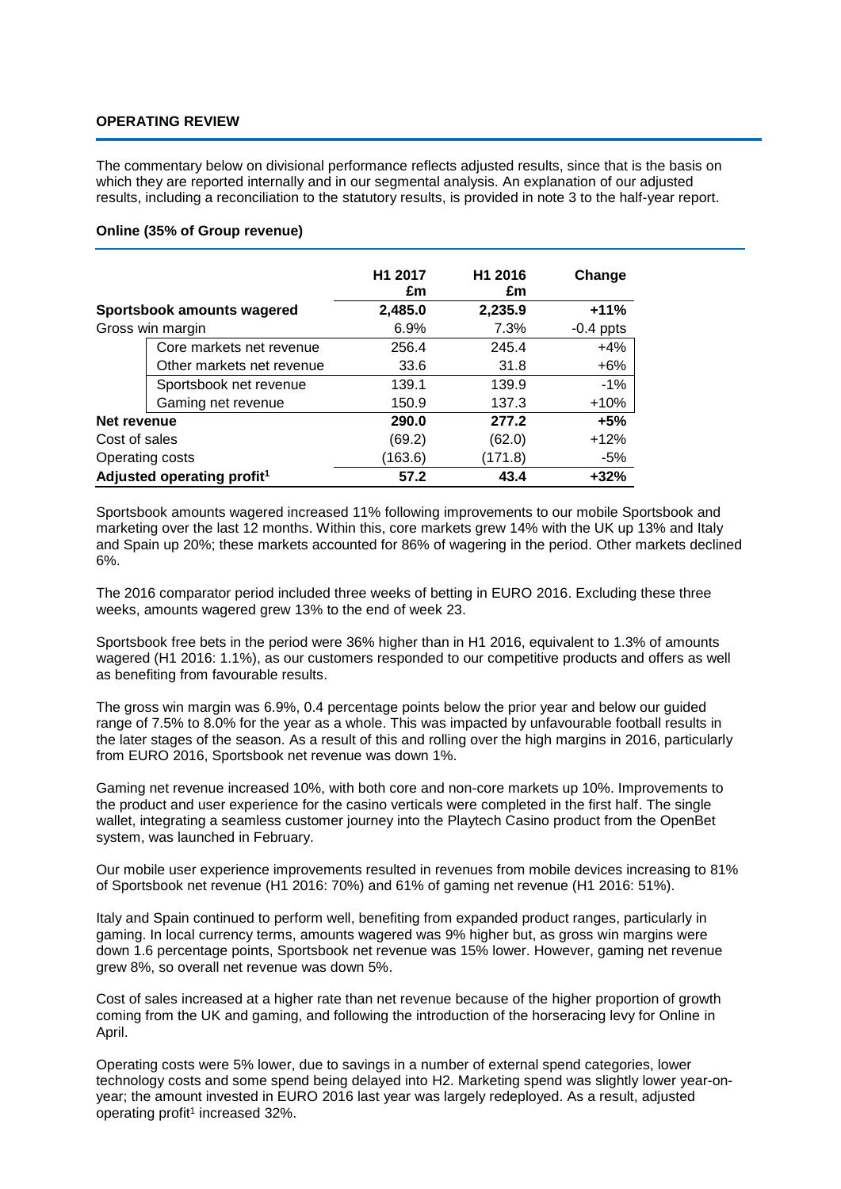**OPERATING REVIEW**

The commentary below on divisional performance reflects adjusted results, since that is the basis on which they are reported internally and in our segmental analysis. An explanation of our adjusted results, including a reconciliation to the statutory results, is provided in note 3 to the half-year report.

**Online (35% of Group revenue)**

| | | H1 2017 £m | H1 2016 £m | Change |
|---|---|---|---|---|
| **Sportsbook amounts wagered** | | **2,485.0** | **2,235.9** | **+11%** |
| Gross win margin | | 6.9% | 7.3% | -0.4 ppts |
| | Core markets net revenue | 256.4 | 245.4 | +4% |
| | Other markets net revenue | 33.6 | 31.8 | +6% |
| | Sportsbook net revenue | 139.1 | 139.9 | -1% |
| | Gaming net revenue | 150.9 | 137.3 | +10% |
| **Net revenue** | | **290.0** | **277.2** | **+5%** |
| Cost of sales | | (69.2) | (62.0) | +12% |
| Operating costs | | (163.6) | (171.8) | -5% |
| **Adjusted operating profit[1]** | | **57.2** | **43.4** | **+32%** |

Sportsbook amounts wagered increased 11% following improvements to our mobile Sportsbook and marketing over the last 12 months. Within this, core markets grew 14% with the UK up 13% and Italy and Spain up 20%; these markets accounted for 86% of wagering in the period. Other markets declined 6%.

The 2016 comparator period included three weeks of betting in EURO 2016. Excluding these three weeks, amounts wagered grew 13% to the end of week 23.

Sportsbook free bets in the period were 36% higher than in H1 2016, equivalent to 1.3% of amounts wagered (H1 2016: 1.1%), as our customers responded to our competitive products and offers as well as benefiting from favourable results.

The gross win margin was 6.9%, 0.4 percentage points below the prior year and below our guided range of 7.5% to 8.0% for the year as a whole. This was impacted by unfavourable football results in the later stages of the season. As a result of this and rolling over the high margins in 2016, particularly from EURO 2016, Sportsbook net revenue was down 1%.

Gaming net revenue increased 10%, with both core and non-core markets up 10%. Improvements to the product and user experience for the casino verticals were completed in the first half. The single wallet, integrating a seamless customer journey into the Playtech Casino product from the OpenBet system, was launched in February.

Our mobile user experience improvements resulted in revenues from mobile devices increasing to 81% of Sportsbook net revenue (H1 2016: 70%) and 61% of gaming net revenue (H1 2016: 51%).

Italy and Spain continued to perform well, benefiting from expanded product ranges, particularly in gaming. In local currency terms, amounts wagered was 9% higher but, as gross win margins were down 1.6 percentage points, Sportsbook net revenue was 15% lower. However, gaming net revenue grew 8%, so overall net revenue was down 5%.

Cost of sales increased at a higher rate than net revenue because of the higher proportion of growth coming from the UK and gaming, and following the introduction of the horseracing levy for Online in April.

Operating costs were 5% lower, due to savings in a number of external spend categories, lower technology costs and some spend being delayed into H2. Marketing spend was slightly lower year-on-year; the amount invested in EURO 2016 last year was largely redeployed. As a result, adjusted operating profit[1] increased 32%.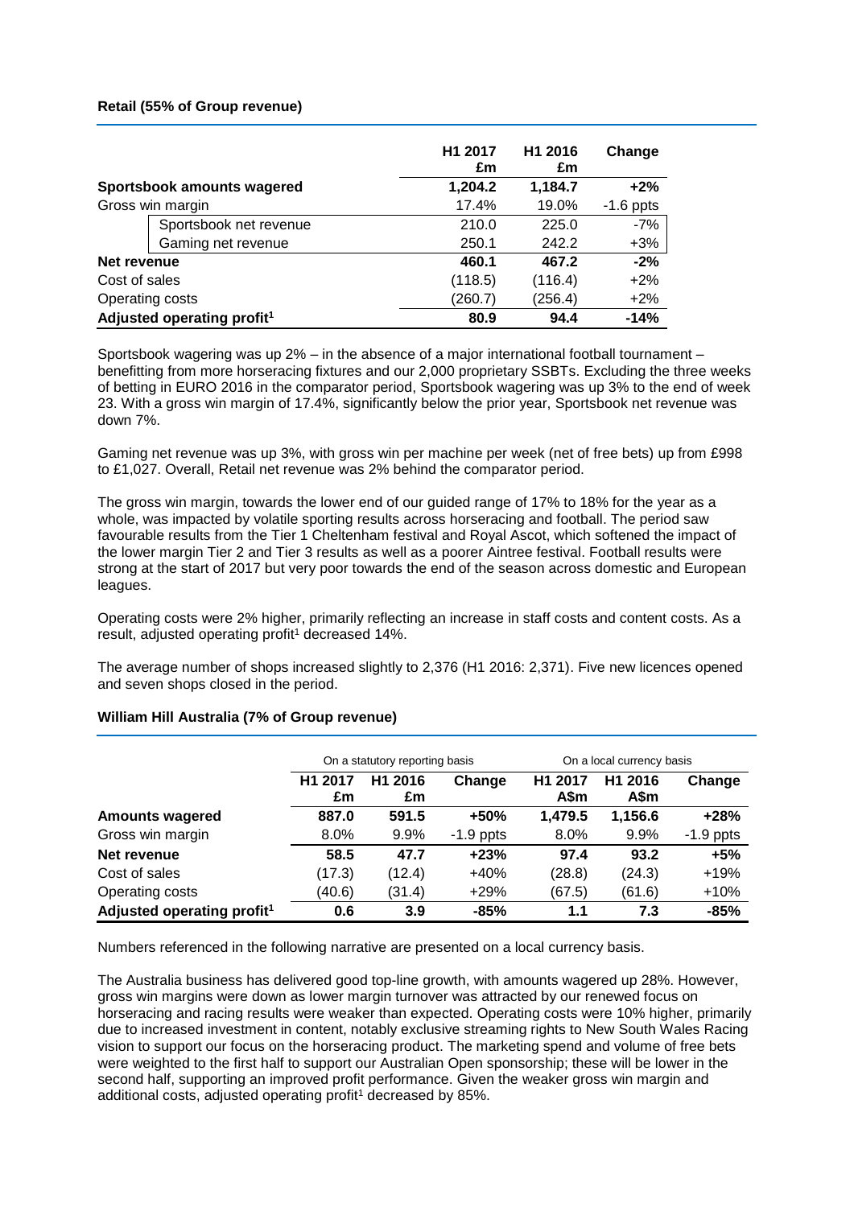**Retail (55% of Group revenue)**

| | H1 2017 £m | H1 2016 £m | Change |
|---|---|---|---|
| **Sportsbook amounts wagered** | **1,204.2** | **1,184.7** | **+2%** |
| Gross win margin | 17.4% | 19.0% | -1.6 ppts |
| Sportsbook net revenue | 210.0 | 225.0 | -7% |
| Gaming net revenue | 250.1 | 242.2 | +3% |
| **Net revenue** | **460.1** | **467.2** | **-2%** |
| Cost of sales | (118.5) | (116.4) | +2% |
| Operating costs | (260.7) | (256.4) | +2% |
| **Adjusted operating profit[1]** | **80.9** | **94.4** | **-14%** |

Sportsbook wagering was up 2% – in the absence of a major international football tournament – benefitting from more horseracing fixtures and our 2,000 proprietary SSBTs. Excluding the three weeks of betting in EURO 2016 in the comparator period, Sportsbook wagering was up 3% to the end of week 23. With a gross win margin of 17.4%, significantly below the prior year, Sportsbook net revenue was down 7%.

Gaming net revenue was up 3%, with gross win per machine per week (net of free bets) up from £998 to £1,027. Overall, Retail net revenue was 2% behind the comparator period.

The gross win margin, towards the lower end of our guided range of 17% to 18% for the year as a whole, was impacted by volatile sporting results across horseracing and football. The period saw favourable results from the Tier 1 Cheltenham festival and Royal Ascot, which softened the impact of the lower margin Tier 2 and Tier 3 results as well as a poorer Aintree festival. Football results were strong at the start of 2017 but very poor towards the end of the season across domestic and European leagues.

Operating costs were 2% higher, primarily reflecting an increase in staff costs and content costs. As a result, adjusted operating profit[1] decreased 14%.

The average number of shops increased slightly to 2,376 (H1 2016: 2,371). Five new licences opened and seven shops closed in the period.

**William Hill Australia (7% of Group revenue)**

| | On a statutory reporting basis | | | On a local currency basis | | |
|---|---|---|---|---|---|---|
| | H1 2017 £m | H1 2016 £m | Change | H1 2017 A$m | H1 2016 A$m | Change |
| **Amounts wagered** | **887.0** | **591.5** | **+50%** | **1,479.5** | **1,156.6** | **+28%** |
| Gross win margin | 8.0% | 9.9% | -1.9 ppts | 8.0% | 9.9% | -1.9 ppts |
| **Net revenue** | **58.5** | **47.7** | **+23%** | **97.4** | **93.2** | **+5%** |
| Cost of sales | (17.3) | (12.4) | +40% | (28.8) | (24.3) | +19% |
| Operating costs | (40.6) | (31.4) | +29% | (67.5) | (61.6) | +10% |
| **Adjusted operating profit[1]** | **0.6** | **3.9** | **-85%** | **1.1** | **7.3** | **-85%** |

Numbers referenced in the following narrative are presented on a local currency basis.

The Australia business has delivered good top-line growth, with amounts wagered up 28%. However, gross win margins were down as lower margin turnover was attracted by our renewed focus on horseracing and racing results were weaker than expected. Operating costs were 10% higher, primarily due to increased investment in content, notably exclusive streaming rights to New South Wales Racing vision to support our focus on the horseracing product. The marketing spend and volume of free bets were weighted to the first half to support our Australian Open sponsorship; these will be lower in the second half, supporting an improved profit performance. Given the weaker gross win margin and additional costs, adjusted operating profit[1] decreased by 85%.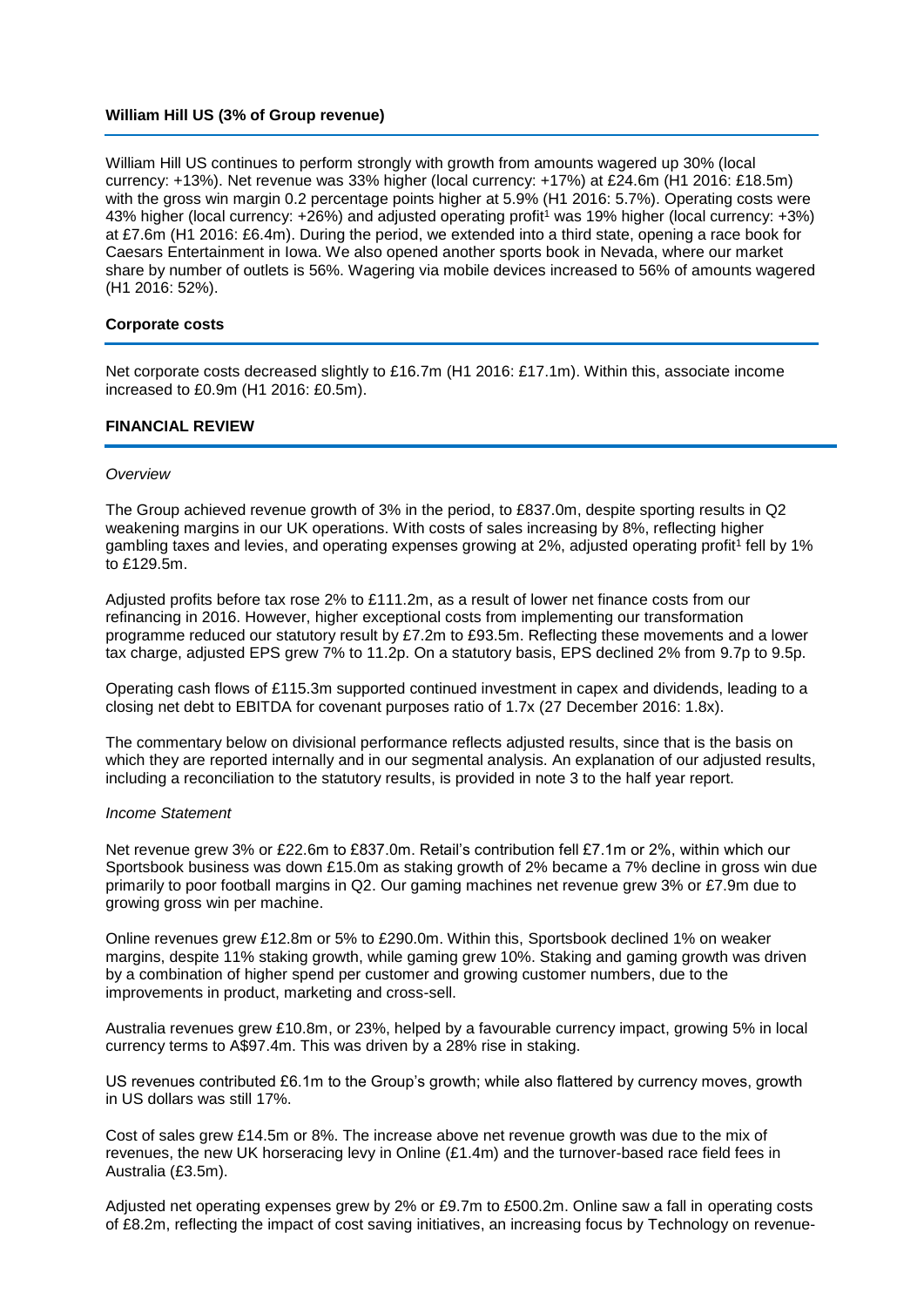**William Hill US (3% of Group revenue)**

William Hill US continues to perform strongly with growth from amounts wagered up 30% (local currency: +13%). Net revenue was 33% higher (local currency: +17%) at £24.6m (H1 2016: £18.5m) with the gross win margin 0.2 percentage points higher at 5.9% (H1 2016: 5.7%). Operating costs were 43% higher (local currency: +26%) and adjusted operating profit[1] was 19% higher (local currency: +3%) at £7.6m (H1 2016: £6.4m). During the period, we extended into a third state, opening a race book for Caesars Entertainment in Iowa. We also opened another sports book in Nevada, where our market share by number of outlets is 56%. Wagering via mobile devices increased to 56% of amounts wagered (H1 2016: 52%).

**Corporate costs**

Net corporate costs decreased slightly to £16.7m (H1 2016: £17.1m). Within this, associate income increased to £0.9m (H1 2016: £0.5m).

**FINANCIAL REVIEW**

*Overview*

The Group achieved revenue growth of 3% in the period, to £837.0m, despite sporting results in Q2 weakening margins in our UK operations. With costs of sales increasing by 8%, reflecting higher gambling taxes and levies, and operating expenses growing at 2%, adjusted operating profit[1] fell by 1% to £129.5m.

Adjusted profits before tax rose 2% to £111.2m, as a result of lower net finance costs from our refinancing in 2016. However, higher exceptional costs from implementing our transformation programme reduced our statutory result by £7.2m to £93.5m. Reflecting these movements and a lower tax charge, adjusted EPS grew 7% to 11.2p. On a statutory basis, EPS declined 2% from 9.7p to 9.5p.

Operating cash flows of £115.3m supported continued investment in capex and dividends, leading to a closing net debt to EBITDA for covenant purposes ratio of 1.7x (27 December 2016: 1.8x).

The commentary below on divisional performance reflects adjusted results, since that is the basis on which they are reported internally and in our segmental analysis. An explanation of our adjusted results, including a reconciliation to the statutory results, is provided in note 3 to the half year report.

*Income Statement*

Net revenue grew 3% or £22.6m to £837.0m. Retail's contribution fell £7.1m or 2%, within which our Sportsbook business was down £15.0m as staking growth of 2% became a 7% decline in gross win due primarily to poor football margins in Q2. Our gaming machines net revenue grew 3% or £7.9m due to growing gross win per machine.

Online revenues grew £12.8m or 5% to £290.0m. Within this, Sportsbook declined 1% on weaker margins, despite 11% staking growth, while gaming grew 10%. Staking and gaming growth was driven by a combination of higher spend per customer and growing customer numbers, due to the improvements in product, marketing and cross-sell.

Australia revenues grew £10.8m, or 23%, helped by a favourable currency impact, growing 5% in local currency terms to A$97.4m. This was driven by a 28% rise in staking.

US revenues contributed £6.1m to the Group's growth; while also flattered by currency moves, growth in US dollars was still 17%.

Cost of sales grew £14.5m or 8%. The increase above net revenue growth was due to the mix of revenues, the new UK horseracing levy in Online (£1.4m) and the turnover-based race field fees in Australia (£3.5m).

Adjusted net operating expenses grew by 2% or £9.7m to £500.2m. Online saw a fall in operating costs of £8.2m, reflecting the impact of cost saving initiatives, an increasing focus by Technology on revenue-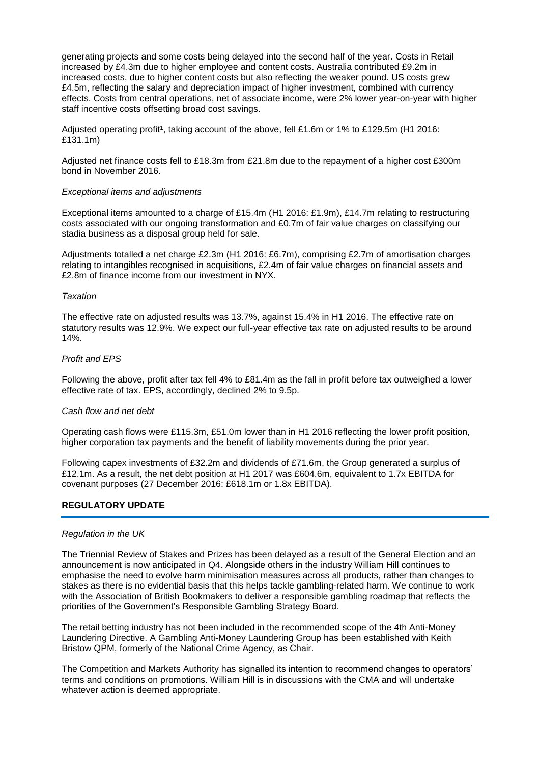generating projects and some costs being delayed into the second half of the year. Costs in Retail increased by £4.3m due to higher employee and content costs. Australia contributed £9.2m in increased costs, due to higher content costs but also reflecting the weaker pound. US costs grew £4.5m, reflecting the salary and depreciation impact of higher investment, combined with currency effects. Costs from central operations, net of associate income, were 2% lower year-on-year with higher staff incentive costs offsetting broad cost savings.

Adjusted operating profit[1], taking account of the above, fell £1.6m or 1% to £129.5m (H1 2016: £131.1m)

Adjusted net finance costs fell to £18.3m from £21.8m due to the repayment of a higher cost £300m bond in November 2016.

*Exceptional items and adjustments*

Exceptional items amounted to a charge of £15.4m (H1 2016: £1.9m), £14.7m relating to restructuring costs associated with our ongoing transformation and £0.7m of fair value charges on classifying our stadia business as a disposal group held for sale.

Adjustments totalled a net charge £2.3m (H1 2016: £6.7m), comprising £2.7m of amortisation charges relating to intangibles recognised in acquisitions, £2.4m of fair value charges on financial assets and £2.8m of finance income from our investment in NYX.

*Taxation*

The effective rate on adjusted results was 13.7%, against 15.4% in H1 2016. The effective rate on statutory results was 12.9%. We expect our full-year effective tax rate on adjusted results to be around 14%.

*Profit and EPS*

Following the above, profit after tax fell 4% to £81.4m as the fall in profit before tax outweighed a lower effective rate of tax. EPS, accordingly, declined 2% to 9.5p.

*Cash flow and net debt*

Operating cash flows were £115.3m, £51.0m lower than in H1 2016 reflecting the lower profit position, higher corporation tax payments and the benefit of liability movements during the prior year.

Following capex investments of £32.2m and dividends of £71.6m, the Group generated a surplus of £12.1m. As a result, the net debt position at H1 2017 was £604.6m, equivalent to 1.7x EBITDA for covenant purposes (27 December 2016: £618.1m or 1.8x EBITDA).

## REGULATORY UPDATE

*Regulation in the UK*

The Triennial Review of Stakes and Prizes has been delayed as a result of the General Election and an announcement is now anticipated in Q4. Alongside others in the industry William Hill continues to emphasise the need to evolve harm minimisation measures across all products, rather than changes to stakes as there is no evidential basis that this helps tackle gambling-related harm. We continue to work with the Association of British Bookmakers to deliver a responsible gambling roadmap that reflects the priorities of the Government's Responsible Gambling Strategy Board.

The retail betting industry has not been included in the recommended scope of the 4th Anti-Money Laundering Directive. A Gambling Anti-Money Laundering Group has been established with Keith Bristow QPM, formerly of the National Crime Agency, as Chair.

The Competition and Markets Authority has signalled its intention to recommend changes to operators' terms and conditions on promotions. William Hill is in discussions with the CMA and will undertake whatever action is deemed appropriate.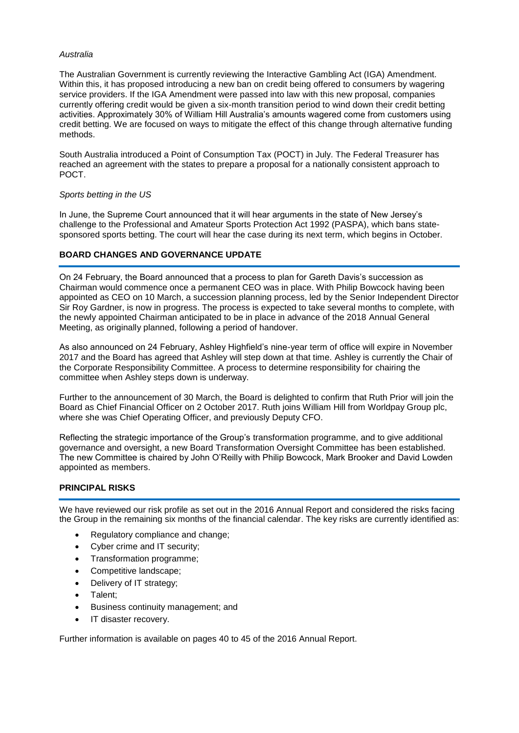*Australia*

The Australian Government is currently reviewing the Interactive Gambling Act (IGA) Amendment. Within this, it has proposed introducing a new ban on credit being offered to consumers by wagering service providers. If the IGA Amendment were passed into law with this new proposal, companies currently offering credit would be given a six-month transition period to wind down their credit betting activities. Approximately 30% of William Hill Australia's amounts wagered come from customers using credit betting. We are focused on ways to mitigate the effect of this change through alternative funding methods.

South Australia introduced a Point of Consumption Tax (POCT) in July. The Federal Treasurer has reached an agreement with the states to prepare a proposal for a nationally consistent approach to POCT.

*Sports betting in the US*

In June, the Supreme Court announced that it will hear arguments in the state of New Jersey's challenge to the Professional and Amateur Sports Protection Act 1992 (PASPA), which bans state-sponsored sports betting. The court will hear the case during its next term, which begins in October.

## BOARD CHANGES AND GOVERNANCE UPDATE

On 24 February, the Board announced that a process to plan for Gareth Davis's succession as Chairman would commence once a permanent CEO was in place. With Philip Bowcock having been appointed as CEO on 10 March, a succession planning process, led by the Senior Independent Director Sir Roy Gardner, is now in progress. The process is expected to take several months to complete, with the newly appointed Chairman anticipated to be in place in advance of the 2018 Annual General Meeting, as originally planned, following a period of handover.

As also announced on 24 February, Ashley Highfield's nine-year term of office will expire in November 2017 and the Board has agreed that Ashley will step down at that time. Ashley is currently the Chair of the Corporate Responsibility Committee. A process to determine responsibility for chairing the committee when Ashley steps down is underway.

Further to the announcement of 30 March, the Board is delighted to confirm that Ruth Prior will join the Board as Chief Financial Officer on 2 October 2017. Ruth joins William Hill from Worldpay Group plc, where she was Chief Operating Officer, and previously Deputy CFO.

Reflecting the strategic importance of the Group's transformation programme, and to give additional governance and oversight, a new Board Transformation Oversight Committee has been established. The new Committee is chaired by John O'Reilly with Philip Bowcock, Mark Brooker and David Lowden appointed as members.

## PRINCIPAL RISKS

We have reviewed our risk profile as set out in the 2016 Annual Report and considered the risks facing the Group in the remaining six months of the financial calendar. The key risks are currently identified as:

- Regulatory compliance and change;
- Cyber crime and IT security;
- Transformation programme;
- Competitive landscape;
- Delivery of IT strategy;
- Talent;
- Business continuity management; and
- IT disaster recovery.

Further information is available on pages 40 to 45 of the 2016 Annual Report.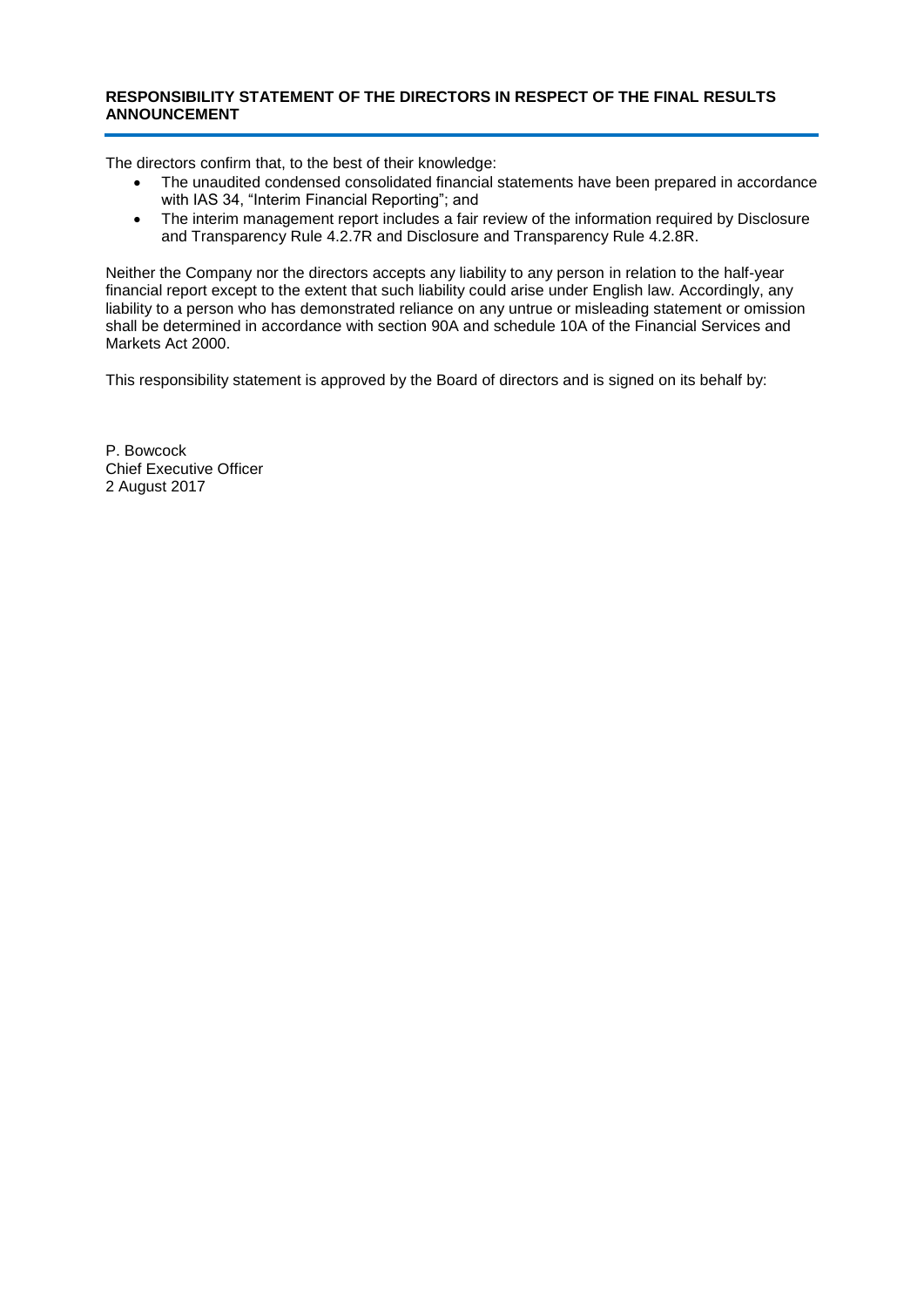## RESPONSIBILITY STATEMENT OF THE DIRECTORS IN RESPECT OF THE FINAL RESULTS ANNOUNCEMENT

The directors confirm that, to the best of their knowledge:

- The unaudited condensed consolidated financial statements have been prepared in accordance with IAS 34, "Interim Financial Reporting"; and
- The interim management report includes a fair review of the information required by Disclosure and Transparency Rule 4.2.7R and Disclosure and Transparency Rule 4.2.8R.

Neither the Company nor the directors accepts any liability to any person in relation to the half-year financial report except to the extent that such liability could arise under English law. Accordingly, any liability to a person who has demonstrated reliance on any untrue or misleading statement or omission shall be determined in accordance with section 90A and schedule 10A of the Financial Services and Markets Act 2000.

This responsibility statement is approved by the Board of directors and is signed on its behalf by:

P. Bowcock
Chief Executive Officer
2 August 2017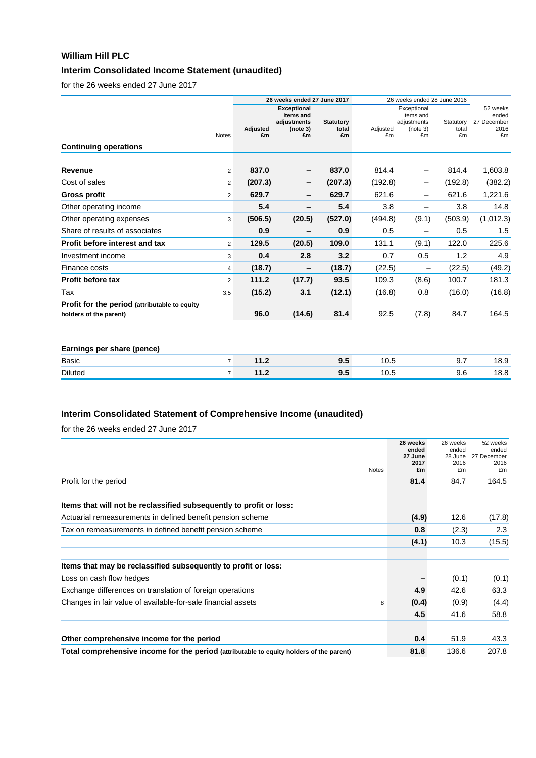**William Hill PLC**

## Interim Consolidated Income Statement (unaudited)

for the 26 weeks ended 27 June 2017

| | Notes | 26 weeks ended 27 June 2017 | | | 26 weeks ended 28 June 2016 | | | 52 weeks ended 27 December 2016 |
|---|---|---|---|---|---|---|---|---|
| | | Adjusted £m | Exceptional items and adjustments (note 3) £m | Statutory total £m | Adjusted £m | Exceptional items and adjustments (note 3) £m | Statutory total £m | £m |
| **Continuing operations** | | | | | | | | |
| **Revenue** | 2 | **837.0** | **–** | **837.0** | 814.4 | – | 814.4 | 1,603.8 |
| Cost of sales | 2 | **(207.3)** | **–** | **(207.3)** | (192.8) | – | (192.8) | (382.2) |
| **Gross profit** | 2 | **629.7** | **–** | **629.7** | 621.6 | – | 621.6 | 1,221.6 |
| Other operating income | | **5.4** | **–** | **5.4** | 3.8 | – | 3.8 | 14.8 |
| Other operating expenses | 3 | **(506.5)** | **(20.5)** | **(527.0)** | (494.8) | (9.1) | (503.9) | (1,012.3) |
| Share of results of associates | | **0.9** | **–** | **0.9** | 0.5 | – | 0.5 | 1.5 |
| **Profit before interest and tax** | 2 | **129.5** | **(20.5)** | **109.0** | 131.1 | (9.1) | 122.0 | 225.6 |
| Investment income | 3 | **0.4** | **2.8** | **3.2** | 0.7 | 0.5 | 1.2 | 4.9 |
| Finance costs | 4 | **(18.7)** | **–** | **(18.7)** | (22.5) | – | (22.5) | (49.2) |
| **Profit before tax** | 2 | **111.2** | **(17.7)** | **93.5** | 109.3 | (8.6) | 100.7 | 181.3 |
| Tax | 3,5 | **(15.2)** | **3.1** | **(12.1)** | (16.8) | 0.8 | (16.0) | (16.8) |
| **Profit for the period** (attributable to equity holders of the parent) | | **96.0** | **(14.6)** | **81.4** | 92.5 | (7.8) | 84.7 | 164.5 |
| | | | | | | | | |
| **Earnings per share (pence)** | | | | | | | | |
| Basic | 7 | **11.2** | | **9.5** | 10.5 | | 9.7 | 18.9 |
| Diluted | 7 | **11.2** | | **9.5** | 10.5 | | 9.6 | 18.8 |

## Interim Consolidated Statement of Comprehensive Income (unaudited)

for the 26 weeks ended 27 June 2017

| | Notes | 26 weeks ended 27 June 2017 £m | 26 weeks ended 28 June 2016 £m | 52 weeks ended 27 December 2016 £m |
|---|---|---|---|---|
| Profit for the period | | **81.4** | 84.7 | 164.5 |
| | | | | |
| **Items that will not be reclassified subsequently to profit or loss:** | | | | |
| Actuarial remeasurements in defined benefit pension scheme | | **(4.9)** | 12.6 | (17.8) |
| Tax on remeasurements in defined benefit pension scheme | | **0.8** | (2.3) | 2.3 |
| | | **(4.1)** | 10.3 | (15.5) |
| | | | | |
| **Items that may be reclassified subsequently to profit or loss:** | | | | |
| Loss on cash flow hedges | | **–** | (0.1) | (0.1) |
| Exchange differences on translation of foreign operations | | **4.9** | 42.6 | 63.3 |
| Changes in fair value of available-for-sale financial assets | 8 | **(0.4)** | (0.9) | (4.4) |
| | | **4.5** | 41.6 | 58.8 |
| | | | | |
| **Other comprehensive income for the period** | | **0.4** | 51.9 | 43.3 |
| **Total comprehensive income for the period** (attributable to equity holders of the parent) | | **81.8** | 136.6 | 207.8 |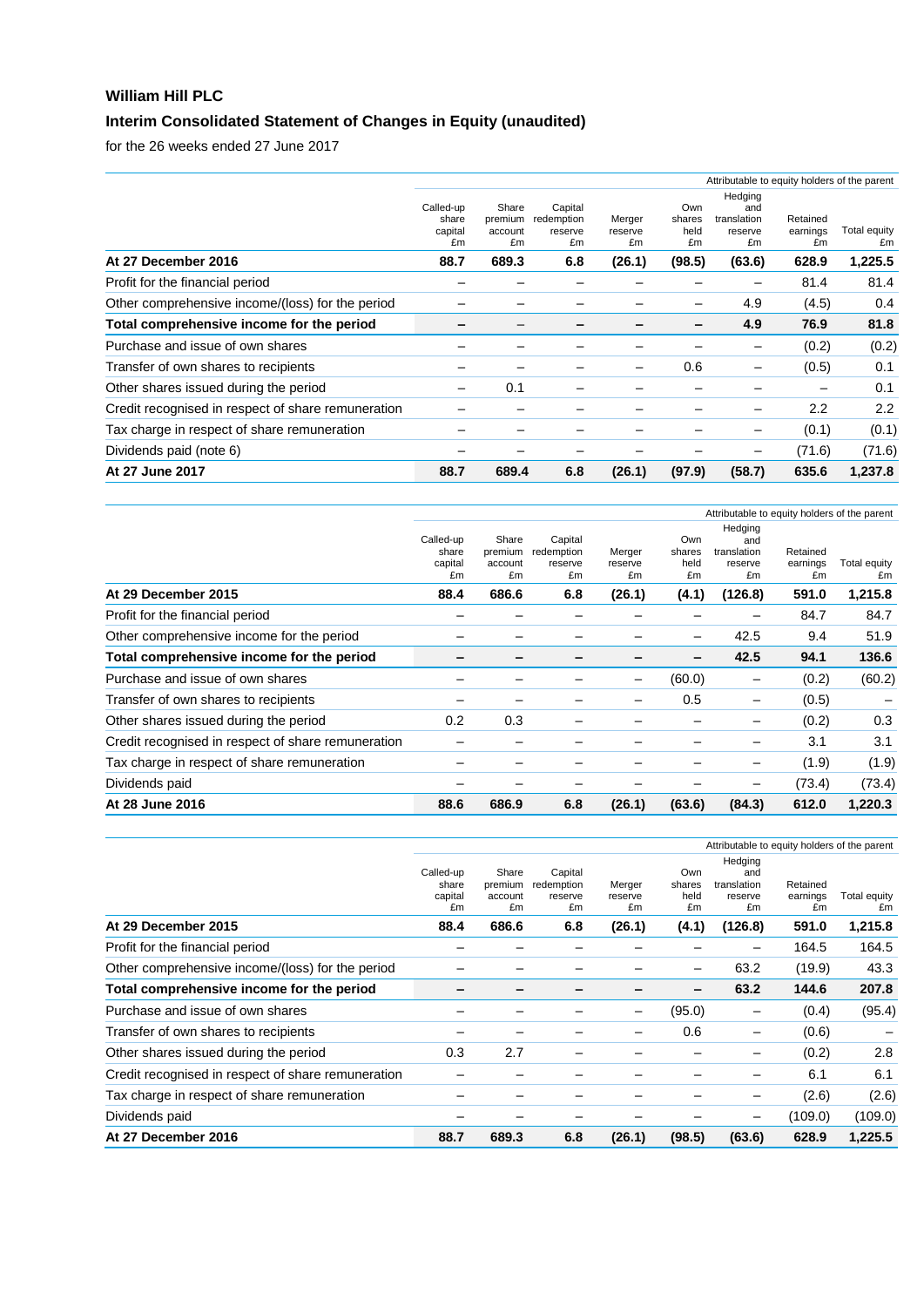**William Hill PLC**

**Interim Consolidated Statement of Changes in Equity (unaudited)**

for the 26 weeks ended 27 June 2017

| | Attributable to equity holders of the parent | | | | | | | |
|---|---|---|---|---|---|---|---|---|
| | Called-up share capital £m | Share premium account £m | Capital redemption reserve £m | Merger reserve £m | Own shares held £m | Hedging and translation reserve £m | Retained earnings £m | Total equity £m |
| **At 27 December 2016** | **88.7** | **689.3** | **6.8** | **(26.1)** | **(98.5)** | **(63.6)** | **628.9** | **1,225.5** |
| Profit for the financial period | – | – | – | – | – | – | 81.4 | 81.4 |
| Other comprehensive income/(loss) for the period | – | – | – | – | – | 4.9 | (4.5) | 0.4 |
| **Total comprehensive income for the period** | **–** | **–** | **–** | **–** | **–** | **4.9** | **76.9** | **81.8** |
| Purchase and issue of own shares | – | – | – | – | – | – | (0.2) | (0.2) |
| Transfer of own shares to recipients | – | – | – | – | 0.6 | – | (0.5) | 0.1 |
| Other shares issued during the period | – | 0.1 | – | – | – | – | – | 0.1 |
| Credit recognised in respect of share remuneration | – | – | – | – | – | – | 2.2 | 2.2 |
| Tax charge in respect of share remuneration | – | – | – | – | – | – | (0.1) | (0.1) |
| Dividends paid (note 6) | – | – | – | – | – | – | (71.6) | (71.6) |
| **At 27 June 2017** | **88.7** | **689.4** | **6.8** | **(26.1)** | **(97.9)** | **(58.7)** | **635.6** | **1,237.8** |

| | Attributable to equity holders of the parent | | | | | | | |
|---|---|---|---|---|---|---|---|---|
| | Called-up share capital £m | Share premium account £m | Capital redemption reserve £m | Merger reserve £m | Own shares held £m | Hedging and translation reserve £m | Retained earnings £m | Total equity £m |
| **At 29 December 2015** | **88.4** | **686.6** | **6.8** | **(26.1)** | **(4.1)** | **(126.8)** | **591.0** | **1,215.8** |
| Profit for the financial period | – | – | – | – | – | – | 84.7 | 84.7 |
| Other comprehensive income for the period | – | – | – | – | – | 42.5 | 9.4 | 51.9 |
| **Total comprehensive income for the period** | **–** | **–** | **–** | **–** | **–** | **42.5** | **94.1** | **136.6** |
| Purchase and issue of own shares | – | – | – | – | (60.0) | – | (0.2) | (60.2) |
| Transfer of own shares to recipients | – | – | – | – | 0.5 | – | (0.5) | – |
| Other shares issued during the period | 0.2 | 0.3 | – | – | – | – | (0.2) | 0.3 |
| Credit recognised in respect of share remuneration | – | – | – | – | – | – | 3.1 | 3.1 |
| Tax charge in respect of share remuneration | – | – | – | – | – | – | (1.9) | (1.9) |
| Dividends paid | – | – | – | – | – | – | (73.4) | (73.4) |
| **At 28 June 2016** | **88.6** | **686.9** | **6.8** | **(26.1)** | **(63.6)** | **(84.3)** | **612.0** | **1,220.3** |

| | Attributable to equity holders of the parent | | | | | | | |
|---|---|---|---|---|---|---|---|---|
| | Called-up share capital £m | Share premium account £m | Capital redemption reserve £m | Merger reserve £m | Own shares held £m | Hedging and translation reserve £m | Retained earnings £m | Total equity £m |
| **At 29 December 2015** | **88.4** | **686.6** | **6.8** | **(26.1)** | **(4.1)** | **(126.8)** | **591.0** | **1,215.8** |
| Profit for the financial period | – | – | – | – | – | – | 164.5 | 164.5 |
| Other comprehensive income/(loss) for the period | – | – | – | – | – | 63.2 | (19.9) | 43.3 |
| **Total comprehensive income for the period** | **–** | **–** | **–** | **–** | **–** | **63.2** | **144.6** | **207.8** |
| Purchase and issue of own shares | – | – | – | – | (95.0) | – | (0.4) | (95.4) |
| Transfer of own shares to recipients | – | – | – | – | 0.6 | – | (0.6) | – |
| Other shares issued during the period | 0.3 | 2.7 | – | – | – | – | (0.2) | 2.8 |
| Credit recognised in respect of share remuneration | – | – | – | – | – | – | 6.1 | 6.1 |
| Tax charge in respect of share remuneration | – | – | – | – | – | – | (2.6) | (2.6) |
| Dividends paid | – | – | – | – | – | – | (109.0) | (109.0) |
| **At 27 December 2016** | **88.7** | **689.3** | **6.8** | **(26.1)** | **(98.5)** | **(63.6)** | **628.9** | **1,225.5** |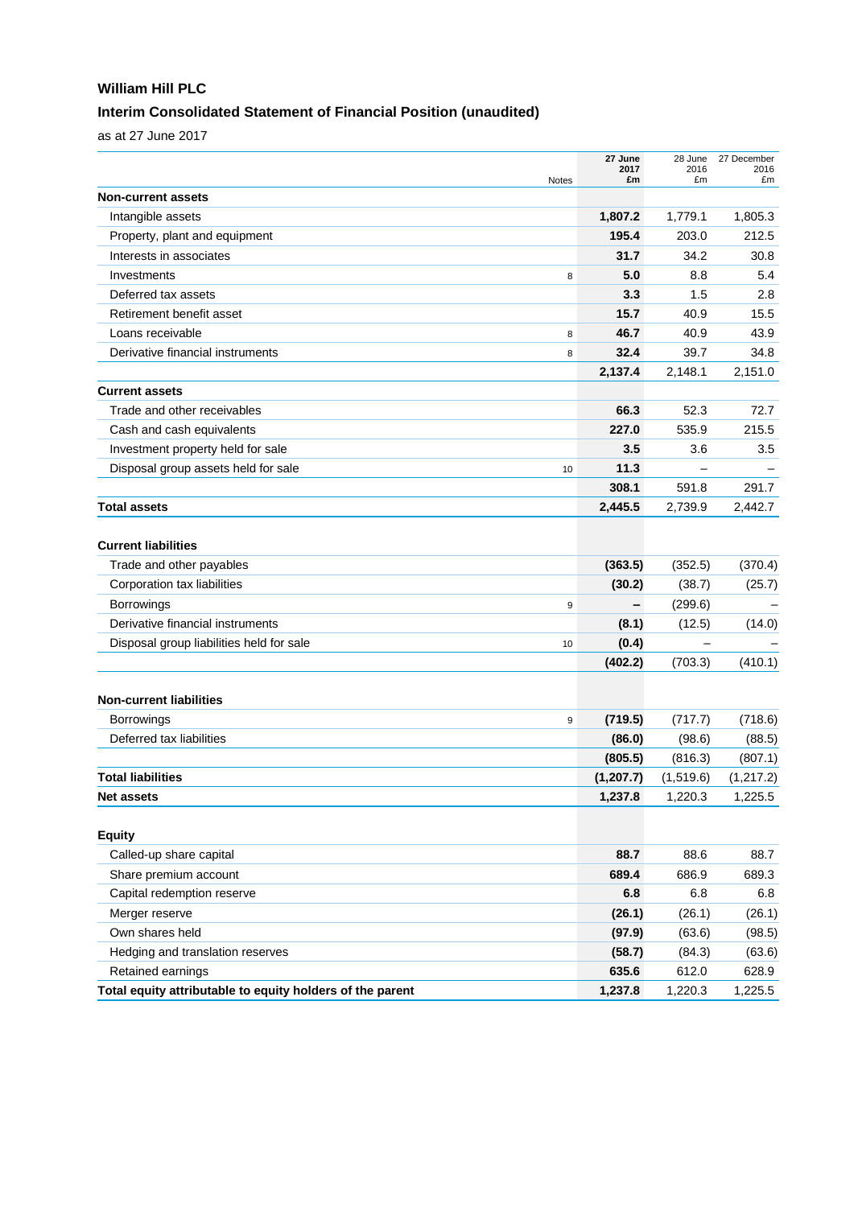**William Hill PLC**

**Interim Consolidated Statement of Financial Position (unaudited)**

as at 27 June 2017

| | Notes | 27 June 2017 £m | 28 June 2016 £m | 27 December 2016 £m |
|---|---|---|---|---|
| **Non-current assets** | | | | |
| Intangible assets | | **1,807.2** | 1,779.1 | 1,805.3 |
| Property, plant and equipment | | **195.4** | 203.0 | 212.5 |
| Interests in associates | | **31.7** | 34.2 | 30.8 |
| Investments | 8 | **5.0** | 8.8 | 5.4 |
| Deferred tax assets | | **3.3** | 1.5 | 2.8 |
| Retirement benefit asset | | **15.7** | 40.9 | 15.5 |
| Loans receivable | 8 | **46.7** | 40.9 | 43.9 |
| Derivative financial instruments | 8 | **32.4** | 39.7 | 34.8 |
| | | **2,137.4** | 2,148.1 | 2,151.0 |
| **Current assets** | | | | |
| Trade and other receivables | | **66.3** | 52.3 | 72.7 |
| Cash and cash equivalents | | **227.0** | 535.9 | 215.5 |
| Investment property held for sale | | **3.5** | 3.6 | 3.5 |
| Disposal group assets held for sale | 10 | **11.3** | – | – |
| | | **308.1** | 591.8 | 291.7 |
| **Total assets** | | **2,445.5** | 2,739.9 | 2,442.7 |
| | | | | |
| **Current liabilities** | | | | |
| Trade and other payables | | **(363.5)** | (352.5) | (370.4) |
| Corporation tax liabilities | | **(30.2)** | (38.7) | (25.7) |
| Borrowings | 9 | **–** | (299.6) | – |
| Derivative financial instruments | | **(8.1)** | (12.5) | (14.0) |
| Disposal group liabilities held for sale | 10 | **(0.4)** | – | – |
| | | **(402.2)** | (703.3) | (410.1) |
| | | | | |
| **Non-current liabilities** | | | | |
| Borrowings | 9 | **(719.5)** | (717.7) | (718.6) |
| Deferred tax liabilities | | **(86.0)** | (98.6) | (88.5) |
| | | **(805.5)** | (816.3) | (807.1) |
| **Total liabilities** | | **(1,207.7)** | (1,519.6) | (1,217.2) |
| **Net assets** | | **1,237.8** | 1,220.3 | 1,225.5 |
| | | | | |
| **Equity** | | | | |
| Called-up share capital | | **88.7** | 88.6 | 88.7 |
| Share premium account | | **689.4** | 686.9 | 689.3 |
| Capital redemption reserve | | **6.8** | 6.8 | 6.8 |
| Merger reserve | | **(26.1)** | (26.1) | (26.1) |
| Own shares held | | **(97.9)** | (63.6) | (98.5) |
| Hedging and translation reserves | | **(58.7)** | (84.3) | (63.6) |
| Retained earnings | | **635.6** | 612.0 | 628.9 |
| **Total equity attributable to equity holders of the parent** | | **1,237.8** | 1,220.3 | 1,225.5 |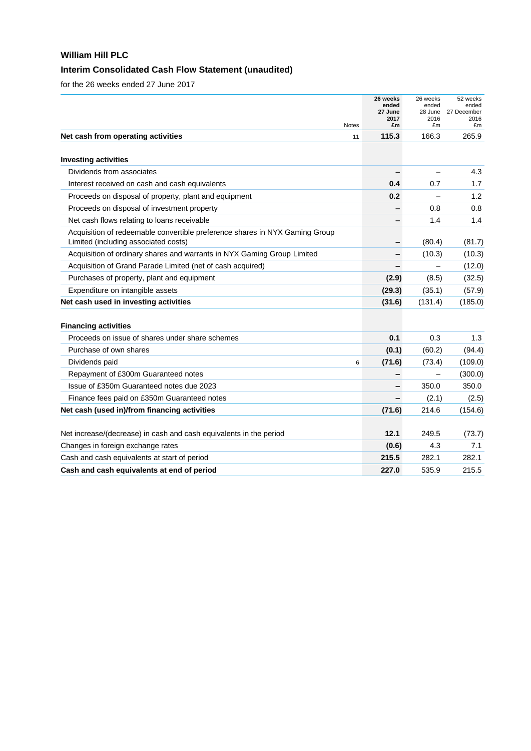**William Hill PLC**

**Interim Consolidated Cash Flow Statement (unaudited)**

for the 26 weeks ended 27 June 2017

| | Notes | **26 weeks ended 27 June 2017 £m** | 26 weeks ended 28 June 2016 £m | 52 weeks ended 27 December 2016 £m |
|---|---|---|---|---|
| **Net cash from operating activities** | 11 | **115.3** | 166.3 | 265.9 |
| | | | | |
| **Investing activities** | | | | |
| Dividends from associates | | **–** | – | 4.3 |
| Interest received on cash and cash equivalents | | **0.4** | 0.7 | 1.7 |
| Proceeds on disposal of property, plant and equipment | | **0.2** | – | 1.2 |
| Proceeds on disposal of investment property | | **–** | 0.8 | 0.8 |
| Net cash flows relating to loans receivable | | **–** | 1.4 | 1.4 |
| Acquisition of redeemable convertible preference shares in NYX Gaming Group Limited (including associated costs) | | **–** | (80.4) | (81.7) |
| Acquisition of ordinary shares and warrants in NYX Gaming Group Limited | | **–** | (10.3) | (10.3) |
| Acquisition of Grand Parade Limited (net of cash acquired) | | **–** | – | (12.0) |
| Purchases of property, plant and equipment | | **(2.9)** | (8.5) | (32.5) |
| Expenditure on intangible assets | | **(29.3)** | (35.1) | (57.9) |
| **Net cash used in investing activities** | | **(31.6)** | (131.4) | (185.0) |
| | | | | |
| **Financing activities** | | | | |
| Proceeds on issue of shares under share schemes | | **0.1** | 0.3 | 1.3 |
| Purchase of own shares | | **(0.1)** | (60.2) | (94.4) |
| Dividends paid | 6 | **(71.6)** | (73.4) | (109.0) |
| Repayment of £300m Guaranteed notes | | **–** | – | (300.0) |
| Issue of £350m Guaranteed notes due 2023 | | **–** | 350.0 | 350.0 |
| Finance fees paid on £350m Guaranteed notes | | **–** | (2.1) | (2.5) |
| **Net cash (used in)/from financing activities** | | **(71.6)** | 214.6 | (154.6) |
| | | | | |
| Net increase/(decrease) in cash and cash equivalents in the period | | **12.1** | 249.5 | (73.7) |
| Changes in foreign exchange rates | | **(0.6)** | 4.3 | 7.1 |
| Cash and cash equivalents at start of period | | **215.5** | 282.1 | 282.1 |
| **Cash and cash equivalents at end of period** | | **227.0** | 535.9 | 215.5 |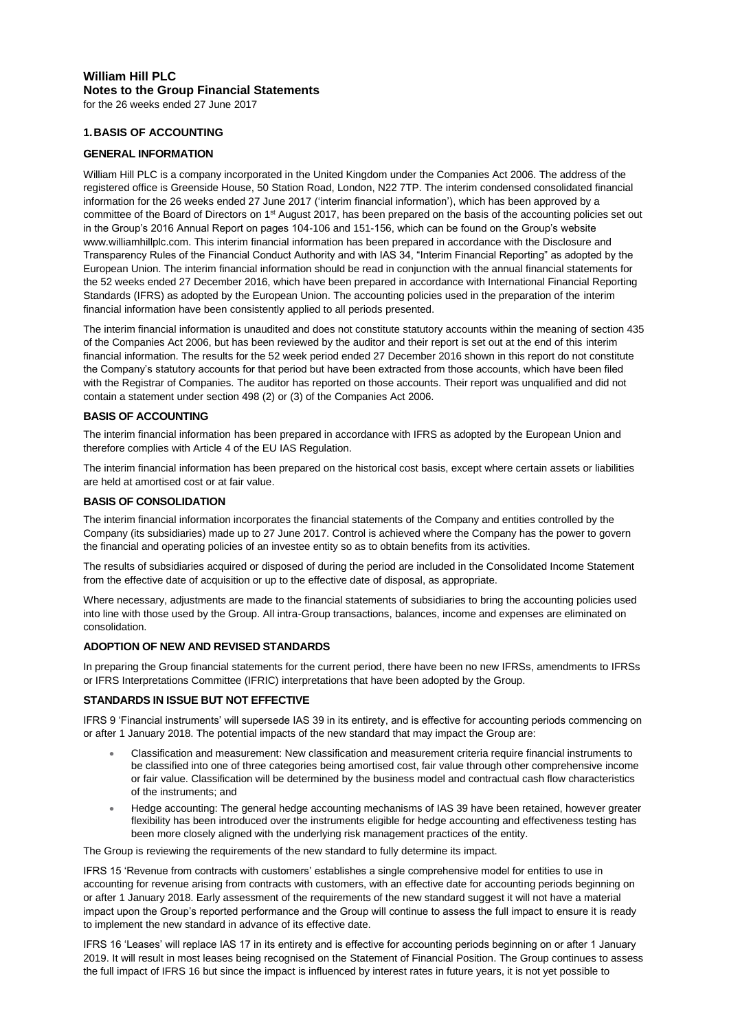# William Hill PLC

## Notes to the Group Financial Statements

for the 26 weeks ended 27 June 2017

### 1. BASIS OF ACCOUNTING

#### GENERAL INFORMATION

William Hill PLC is a company incorporated in the United Kingdom under the Companies Act 2006. The address of the registered office is Greenside House, 50 Station Road, London, N22 7TP. The interim condensed consolidated financial information for the 26 weeks ended 27 June 2017 ('interim financial information'), which has been approved by a committee of the Board of Directors on 1st August 2017, has been prepared on the basis of the accounting policies set out in the Group's 2016 Annual Report on pages 104-106 and 151-156, which can be found on the Group's website www.williamhillplc.com. This interim financial information has been prepared in accordance with the Disclosure and Transparency Rules of the Financial Conduct Authority and with IAS 34, "Interim Financial Reporting" as adopted by the European Union. The interim financial information should be read in conjunction with the annual financial statements for the 52 weeks ended 27 December 2016, which have been prepared in accordance with International Financial Reporting Standards (IFRS) as adopted by the European Union. The accounting policies used in the preparation of the interim financial information have been consistently applied to all periods presented.

The interim financial information is unaudited and does not constitute statutory accounts within the meaning of section 435 of the Companies Act 2006, but has been reviewed by the auditor and their report is set out at the end of this interim financial information. The results for the 52 week period ended 27 December 2016 shown in this report do not constitute the Company's statutory accounts for that period but have been extracted from those accounts, which have been filed with the Registrar of Companies. The auditor has reported on those accounts. Their report was unqualified and did not contain a statement under section 498 (2) or (3) of the Companies Act 2006.

#### BASIS OF ACCOUNTING

The interim financial information has been prepared in accordance with IFRS as adopted by the European Union and therefore complies with Article 4 of the EU IAS Regulation.

The interim financial information has been prepared on the historical cost basis, except where certain assets or liabilities are held at amortised cost or at fair value.

#### BASIS OF CONSOLIDATION

The interim financial information incorporates the financial statements of the Company and entities controlled by the Company (its subsidiaries) made up to 27 June 2017. Control is achieved where the Company has the power to govern the financial and operating policies of an investee entity so as to obtain benefits from its activities.

The results of subsidiaries acquired or disposed of during the period are included in the Consolidated Income Statement from the effective date of acquisition or up to the effective date of disposal, as appropriate.

Where necessary, adjustments are made to the financial statements of subsidiaries to bring the accounting policies used into line with those used by the Group. All intra-Group transactions, balances, income and expenses are eliminated on consolidation.

#### ADOPTION OF NEW AND REVISED STANDARDS

In preparing the Group financial statements for the current period, there have been no new IFRSs, amendments to IFRSs or IFRS Interpretations Committee (IFRIC) interpretations that have been adopted by the Group.

#### STANDARDS IN ISSUE BUT NOT EFFECTIVE

IFRS 9 'Financial instruments' will supersede IAS 39 in its entirety, and is effective for accounting periods commencing on or after 1 January 2018. The potential impacts of the new standard that may impact the Group are:

- Classification and measurement: New classification and measurement criteria require financial instruments to be classified into one of three categories being amortised cost, fair value through other comprehensive income or fair value. Classification will be determined by the business model and contractual cash flow characteristics of the instruments; and
- Hedge accounting: The general hedge accounting mechanisms of IAS 39 have been retained, however greater flexibility has been introduced over the instruments eligible for hedge accounting and effectiveness testing has been more closely aligned with the underlying risk management practices of the entity.

The Group is reviewing the requirements of the new standard to fully determine its impact.

IFRS 15 'Revenue from contracts with customers' establishes a single comprehensive model for entities to use in accounting for revenue arising from contracts with customers, with an effective date for accounting periods beginning on or after 1 January 2018. Early assessment of the requirements of the new standard suggest it will not have a material impact upon the Group's reported performance and the Group will continue to assess the full impact to ensure it is ready to implement the new standard in advance of its effective date.

IFRS 16 'Leases' will replace IAS 17 in its entirety and is effective for accounting periods beginning on or after 1 January 2019. It will result in most leases being recognised on the Statement of Financial Position. The Group continues to assess the full impact of IFRS 16 but since the impact is influenced by interest rates in future years, it is not yet possible to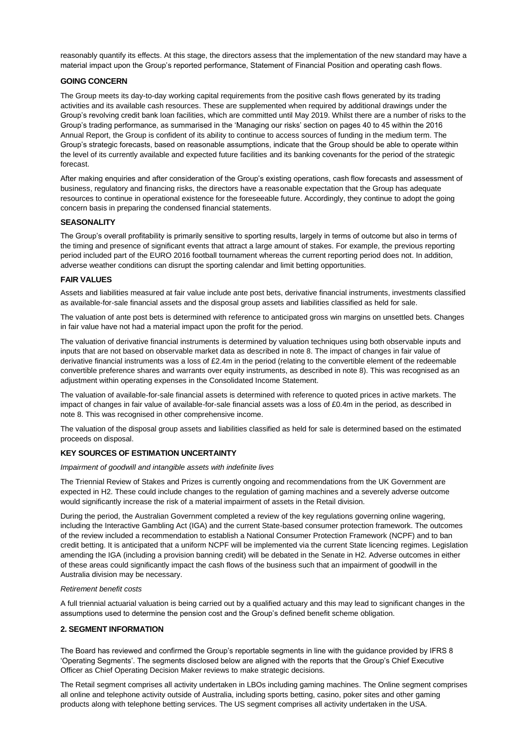reasonably quantify its effects. At this stage, the directors assess that the implementation of the new standard may have a material impact upon the Group's reported performance, Statement of Financial Position and operating cash flows.

## GOING CONCERN

The Group meets its day-to-day working capital requirements from the positive cash flows generated by its trading activities and its available cash resources. These are supplemented when required by additional drawings under the Group's revolving credit bank loan facilities, which are committed until May 2019. Whilst there are a number of risks to the Group's trading performance, as summarised in the 'Managing our risks' section on pages 40 to 45 within the 2016 Annual Report, the Group is confident of its ability to continue to access sources of funding in the medium term. The Group's strategic forecasts, based on reasonable assumptions, indicate that the Group should be able to operate within the level of its currently available and expected future facilities and its banking covenants for the period of the strategic forecast.

After making enquiries and after consideration of the Group's existing operations, cash flow forecasts and assessment of business, regulatory and financing risks, the directors have a reasonable expectation that the Group has adequate resources to continue in operational existence for the foreseeable future. Accordingly, they continue to adopt the going concern basis in preparing the condensed financial statements.

## SEASONALITY

The Group's overall profitability is primarily sensitive to sporting results, largely in terms of outcome but also in terms of the timing and presence of significant events that attract a large amount of stakes. For example, the previous reporting period included part of the EURO 2016 football tournament whereas the current reporting period does not. In addition, adverse weather conditions can disrupt the sporting calendar and limit betting opportunities.

## FAIR VALUES

Assets and liabilities measured at fair value include ante post bets, derivative financial instruments, investments classified as available-for-sale financial assets and the disposal group assets and liabilities classified as held for sale.

The valuation of ante post bets is determined with reference to anticipated gross win margins on unsettled bets. Changes in fair value have not had a material impact upon the profit for the period.

The valuation of derivative financial instruments is determined by valuation techniques using both observable inputs and inputs that are not based on observable market data as described in note 8. The impact of changes in fair value of derivative financial instruments was a loss of £2.4m in the period (relating to the convertible element of the redeemable convertible preference shares and warrants over equity instruments, as described in note 8). This was recognised as an adjustment within operating expenses in the Consolidated Income Statement.

The valuation of available-for-sale financial assets is determined with reference to quoted prices in active markets. The impact of changes in fair value of available-for-sale financial assets was a loss of £0.4m in the period, as described in note 8. This was recognised in other comprehensive income.

The valuation of the disposal group assets and liabilities classified as held for sale is determined based on the estimated proceeds on disposal.

## KEY SOURCES OF ESTIMATION UNCERTAINTY

*Impairment of goodwill and intangible assets with indefinite lives*

The Triennial Review of Stakes and Prizes is currently ongoing and recommendations from the UK Government are expected in H2. These could include changes to the regulation of gaming machines and a severely adverse outcome would significantly increase the risk of a material impairment of assets in the Retail division.

During the period, the Australian Government completed a review of the key regulations governing online wagering, including the Interactive Gambling Act (IGA) and the current State-based consumer protection framework. The outcomes of the review included a recommendation to establish a National Consumer Protection Framework (NCPF) and to ban credit betting. It is anticipated that a uniform NCPF will be implemented via the current State licencing regimes. Legislation amending the IGA (including a provision banning credit) will be debated in the Senate in H2. Adverse outcomes in either of these areas could significantly impact the cash flows of the business such that an impairment of goodwill in the Australia division may be necessary.

*Retirement benefit costs*

A full triennial actuarial valuation is being carried out by a qualified actuary and this may lead to significant changes in the assumptions used to determine the pension cost and the Group's defined benefit scheme obligation.

## 2. SEGMENT INFORMATION

The Board has reviewed and confirmed the Group's reportable segments in line with the guidance provided by IFRS 8 'Operating Segments'. The segments disclosed below are aligned with the reports that the Group's Chief Executive Officer as Chief Operating Decision Maker reviews to make strategic decisions.

The Retail segment comprises all activity undertaken in LBOs including gaming machines. The Online segment comprises all online and telephone activity outside of Australia, including sports betting, casino, poker sites and other gaming products along with telephone betting services. The US segment comprises all activity undertaken in the USA.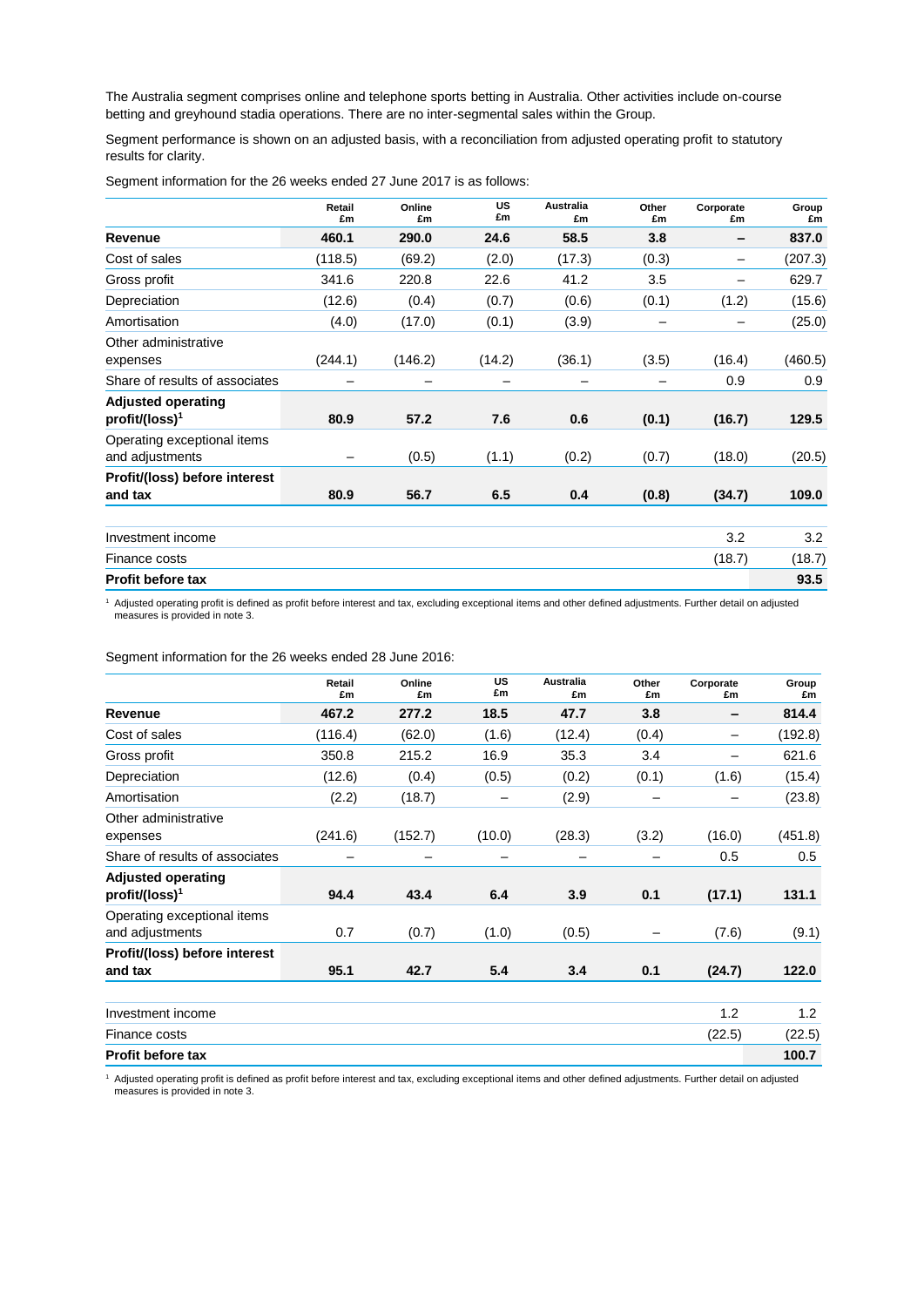The Australia segment comprises online and telephone sports betting in Australia. Other activities include on-course betting and greyhound stadia operations. There are no inter-segmental sales within the Group.

Segment performance is shown on an adjusted basis, with a reconciliation from adjusted operating profit to statutory results for clarity.

Segment information for the 26 weeks ended 27 June 2017 is as follows:

| | Retail £m | Online £m | US £m | Australia £m | Other £m | Corporate £m | Group £m |
|---|---|---|---|---|---|---|---|
| **Revenue** | **460.1** | **290.0** | **24.6** | **58.5** | **3.8** | **–** | **837.0** |
| Cost of sales | (118.5) | (69.2) | (2.0) | (17.3) | (0.3) | – | (207.3) |
| Gross profit | 341.6 | 220.8 | 22.6 | 41.2 | 3.5 | – | 629.7 |
| Depreciation | (12.6) | (0.4) | (0.7) | (0.6) | (0.1) | (1.2) | (15.6) |
| Amortisation | (4.0) | (17.0) | (0.1) | (3.9) | – | – | (25.0) |
| Other administrative expenses | (244.1) | (146.2) | (14.2) | (36.1) | (3.5) | (16.4) | (460.5) |
| Share of results of associates | – | – | – | – | – | 0.9 | 0.9 |
| **Adjusted operating profit/(loss)[1]** | **80.9** | **57.2** | **7.6** | **0.6** | **(0.1)** | **(16.7)** | **129.5** |
| Operating exceptional items and adjustments | – | (0.5) | (1.1) | (0.2) | (0.7) | (18.0) | (20.5) |
| **Profit/(loss) before interest and tax** | **80.9** | **56.7** | **6.5** | **0.4** | **(0.8)** | **(34.7)** | **109.0** |
| | | | | | | | |
| Investment income | | | | | | 3.2 | 3.2 |
| Finance costs | | | | | | (18.7) | (18.7) |
| **Profit before tax** | | | | | | | **93.5** |

[1] Adjusted operating profit is defined as profit before interest and tax, excluding exceptional items and other defined adjustments. Further detail on adjusted measures is provided in note 3.

Segment information for the 26 weeks ended 28 June 2016:

| | Retail £m | Online £m | US £m | Australia £m | Other £m | Corporate £m | Group £m |
|---|---|---|---|---|---|---|---|
| **Revenue** | **467.2** | **277.2** | **18.5** | **47.7** | **3.8** | **–** | **814.4** |
| Cost of sales | (116.4) | (62.0) | (1.6) | (12.4) | (0.4) | – | (192.8) |
| Gross profit | 350.8 | 215.2 | 16.9 | 35.3 | 3.4 | – | 621.6 |
| Depreciation | (12.6) | (0.4) | (0.5) | (0.2) | (0.1) | (1.6) | (15.4) |
| Amortisation | (2.2) | (18.7) | – | (2.9) | – | – | (23.8) |
| Other administrative expenses | (241.6) | (152.7) | (10.0) | (28.3) | (3.2) | (16.0) | (451.8) |
| Share of results of associates | – | – | – | – | – | 0.5 | 0.5 |
| **Adjusted operating profit/(loss)[1]** | **94.4** | **43.4** | **6.4** | **3.9** | **0.1** | **(17.1)** | **131.1** |
| Operating exceptional items and adjustments | 0.7 | (0.7) | (1.0) | (0.5) | – | (7.6) | (9.1) |
| **Profit/(loss) before interest and tax** | **95.1** | **42.7** | **5.4** | **3.4** | **0.1** | **(24.7)** | **122.0** |
| | | | | | | | |
| Investment income | | | | | | 1.2 | 1.2 |
| Finance costs | | | | | | (22.5) | (22.5) |
| **Profit before tax** | | | | | | | **100.7** |

[1] Adjusted operating profit is defined as profit before interest and tax, excluding exceptional items and other defined adjustments. Further detail on adjusted measures is provided in note 3.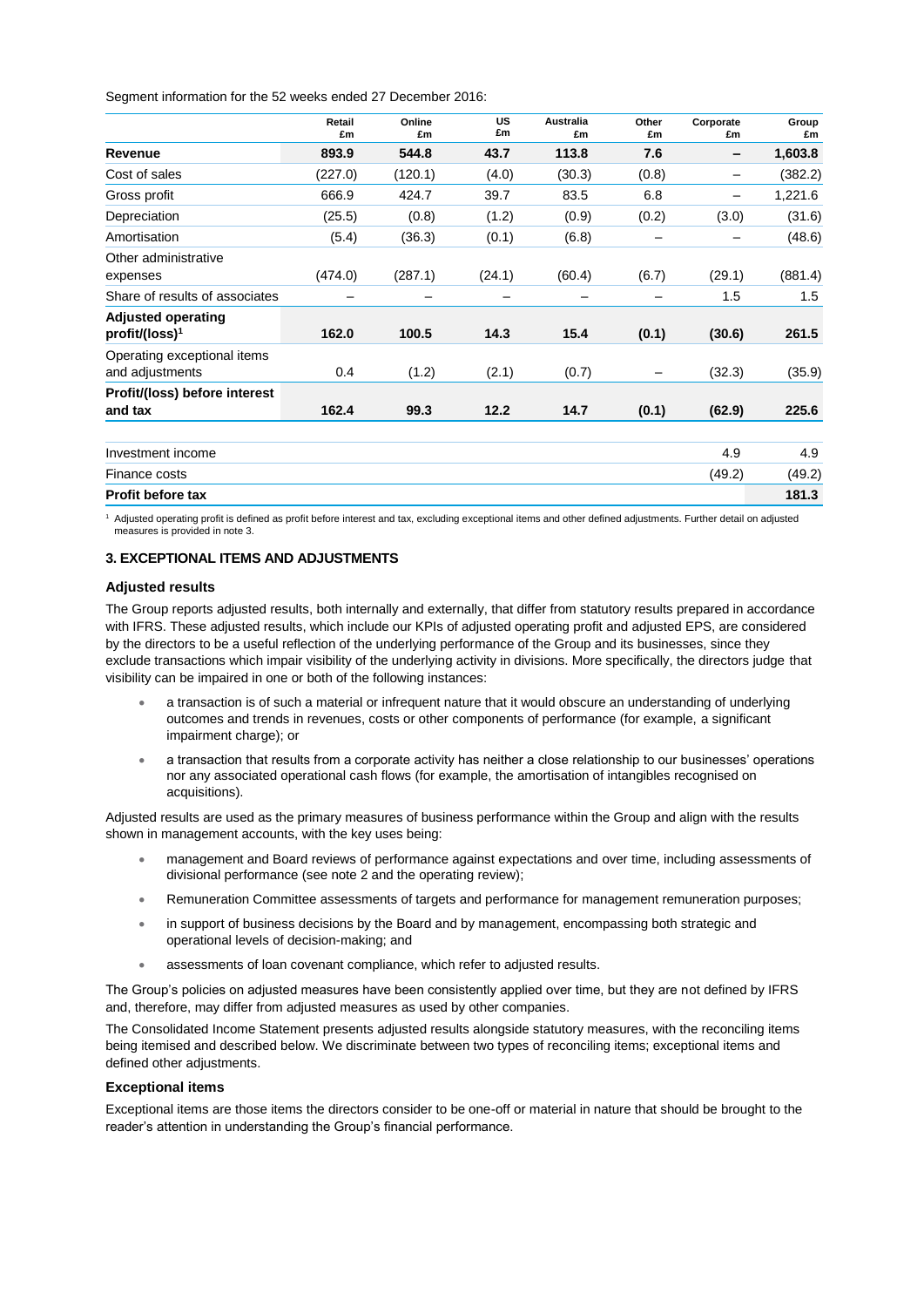Segment information for the 52 weeks ended 27 December 2016:

| | Retail £m | Online £m | US £m | Australia £m | Other £m | Corporate £m | Group £m |
|---|---|---|---|---|---|---|---|
| **Revenue** | **893.9** | **544.8** | **43.7** | **113.8** | **7.6** | **–** | **1,603.8** |
| Cost of sales | (227.0) | (120.1) | (4.0) | (30.3) | (0.8) | – | (382.2) |
| Gross profit | 666.9 | 424.7 | 39.7 | 83.5 | 6.8 | – | 1,221.6 |
| Depreciation | (25.5) | (0.8) | (1.2) | (0.9) | (0.2) | (3.0) | (31.6) |
| Amortisation | (5.4) | (36.3) | (0.1) | (6.8) | – | – | (48.6) |
| Other administrative expenses | (474.0) | (287.1) | (24.1) | (60.4) | (6.7) | (29.1) | (881.4) |
| Share of results of associates | – | – | – | – | – | 1.5 | 1.5 |
| **Adjusted operating profit/(loss)[1]** | **162.0** | **100.5** | **14.3** | **15.4** | **(0.1)** | **(30.6)** | **261.5** |
| Operating exceptional items and adjustments | 0.4 | (1.2) | (2.1) | (0.7) | – | (32.3) | (35.9) |
| **Profit/(loss) before interest and tax** | **162.4** | **99.3** | **12.2** | **14.7** | **(0.1)** | **(62.9)** | **225.6** |
| | | | | | | | |
| Investment income | | | | | | 4.9 | 4.9 |
| Finance costs | | | | | | (49.2) | (49.2) |
| **Profit before tax** | | | | | | | **181.3** |

[1] Adjusted operating profit is defined as profit before interest and tax, excluding exceptional items and other defined adjustments. Further detail on adjusted measures is provided in note 3.

## 3. EXCEPTIONAL ITEMS AND ADJUSTMENTS

### Adjusted results

The Group reports adjusted results, both internally and externally, that differ from statutory results prepared in accordance with IFRS. These adjusted results, which include our KPIs of adjusted operating profit and adjusted EPS, are considered by the directors to be a useful reflection of the underlying performance of the Group and its businesses, since they exclude transactions which impair visibility of the underlying activity in divisions. More specifically, the directors judge that visibility can be impaired in one or both of the following instances:

- a transaction is of such a material or infrequent nature that it would obscure an understanding of underlying outcomes and trends in revenues, costs or other components of performance (for example, a significant impairment charge); or
- a transaction that results from a corporate activity has neither a close relationship to our businesses' operations nor any associated operational cash flows (for example, the amortisation of intangibles recognised on acquisitions).

Adjusted results are used as the primary measures of business performance within the Group and align with the results shown in management accounts, with the key uses being:

- management and Board reviews of performance against expectations and over time, including assessments of divisional performance (see note 2 and the operating review);
- Remuneration Committee assessments of targets and performance for management remuneration purposes;
- in support of business decisions by the Board and by management, encompassing both strategic and operational levels of decision-making; and
- assessments of loan covenant compliance, which refer to adjusted results.

The Group's policies on adjusted measures have been consistently applied over time, but they are not defined by IFRS and, therefore, may differ from adjusted measures as used by other companies.

The Consolidated Income Statement presents adjusted results alongside statutory measures, with the reconciling items being itemised and described below. We discriminate between two types of reconciling items; exceptional items and defined other adjustments.

### Exceptional items

Exceptional items are those items the directors consider to be one-off or material in nature that should be brought to the reader's attention in understanding the Group's financial performance.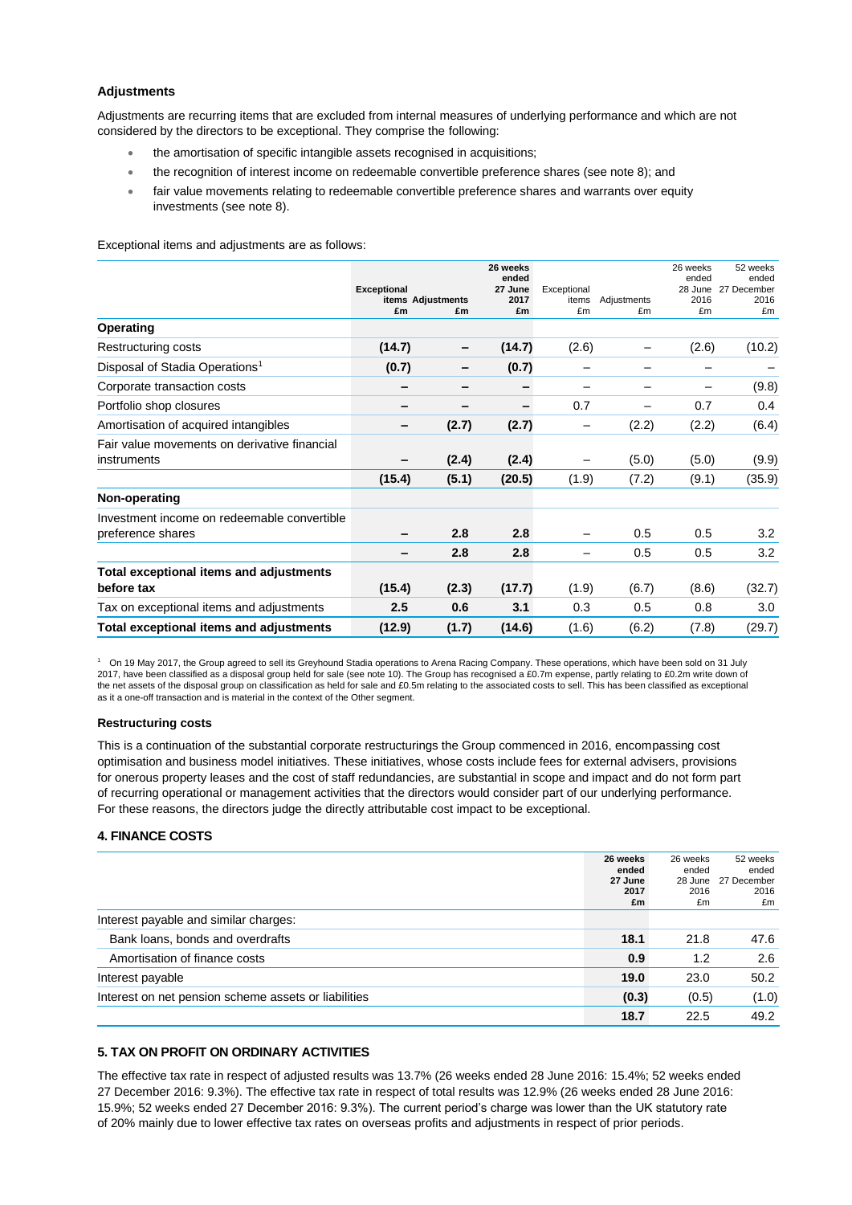### Adjustments

Adjustments are recurring items that are excluded from internal measures of underlying performance and which are not considered by the directors to be exceptional. They comprise the following:

- the amortisation of specific intangible assets recognised in acquisitions;
- the recognition of interest income on redeemable convertible preference shares (see note 8); and
- fair value movements relating to redeemable convertible preference shares and warrants over equity investments (see note 8).

Exceptional items and adjustments are as follows:

| | **Exceptional items £m** | **Adjustments £m** | **26 weeks ended 27 June 2017 £m** | Exceptional items £m | Adjustments £m | 26 weeks ended 28 June 2016 £m | 52 weeks ended 27 December 2016 £m |
|---|---|---|---|---|---|---|---|
| **Operating** | | | | | | | |
| Restructuring costs | **(14.7)** | **–** | **(14.7)** | (2.6) | – | (2.6) | (10.2) |
| Disposal of Stadia Operations[1] | **(0.7)** | **–** | **(0.7)** | – | – | – | – |
| Corporate transaction costs | **–** | **–** | **–** | – | – | – | (9.8) |
| Portfolio shop closures | **–** | **–** | **–** | 0.7 | – | 0.7 | 0.4 |
| Amortisation of acquired intangibles | **–** | **(2.7)** | **(2.7)** | – | (2.2) | (2.2) | (6.4) |
| Fair value movements on derivative financial instruments | **–** | **(2.4)** | **(2.4)** | – | (5.0) | (5.0) | (9.9) |
| | **(15.4)** | **(5.1)** | **(20.5)** | (1.9) | (7.2) | (9.1) | (35.9) |
| **Non-operating** | | | | | | | |
| Investment income on redeemable convertible preference shares | **–** | **2.8** | **2.8** | – | 0.5 | 0.5 | 3.2 |
| | **–** | **2.8** | **2.8** | – | 0.5 | 0.5 | 3.2 |
| **Total exceptional items and adjustments before tax** | **(15.4)** | **(2.3)** | **(17.7)** | (1.9) | (6.7) | (8.6) | (32.7) |
| Tax on exceptional items and adjustments | **2.5** | **0.6** | **3.1** | 0.3 | 0.5 | 0.8 | 3.0 |
| **Total exceptional items and adjustments** | **(12.9)** | **(1.7)** | **(14.6)** | (1.6) | (6.2) | (7.8) | (29.7) |

[1] On 19 May 2017, the Group agreed to sell its Greyhound Stadia operations to Arena Racing Company. These operations, which have been sold on 31 July 2017, have been classified as a disposal group held for sale (see note 10). The Group has recognised a £0.7m expense, partly relating to £0.2m write down of the net assets of the disposal group on classification as held for sale and £0.5m relating to the associated costs to sell. This has been classified as exceptional as it a one-off transaction and is material in the context of the Other segment.

#### Restructuring costs

This is a continuation of the substantial corporate restructurings the Group commenced in 2016, encompassing cost optimisation and business model initiatives. These initiatives, whose costs include fees for external advisers, provisions for onerous property leases and the cost of staff redundancies, are substantial in scope and impact and do not form part of recurring operational or management activities that the directors would consider part of our underlying performance. For these reasons, the directors judge the directly attributable cost impact to be exceptional.

### 4. FINANCE COSTS

| | **26 weeks ended 27 June 2017 £m** | 26 weeks ended 28 June 2016 £m | 52 weeks ended 27 December 2016 £m |
|---|---|---|---|
| Interest payable and similar charges: | | | |
| Bank loans, bonds and overdrafts | **18.1** | 21.8 | 47.6 |
| Amortisation of finance costs | **0.9** | 1.2 | 2.6 |
| Interest payable | **19.0** | 23.0 | 50.2 |
| Interest on net pension scheme assets or liabilities | **(0.3)** | (0.5) | (1.0) |
| | **18.7** | 22.5 | 49.2 |

### 5. TAX ON PROFIT ON ORDINARY ACTIVITIES

The effective tax rate in respect of adjusted results was 13.7% (26 weeks ended 28 June 2016: 15.4%; 52 weeks ended 27 December 2016: 9.3%). The effective tax rate in respect of total results was 12.9% (26 weeks ended 28 June 2016: 15.9%; 52 weeks ended 27 December 2016: 9.3%). The current period's charge was lower than the UK statutory rate of 20% mainly due to lower effective tax rates on overseas profits and adjustments in respect of prior periods.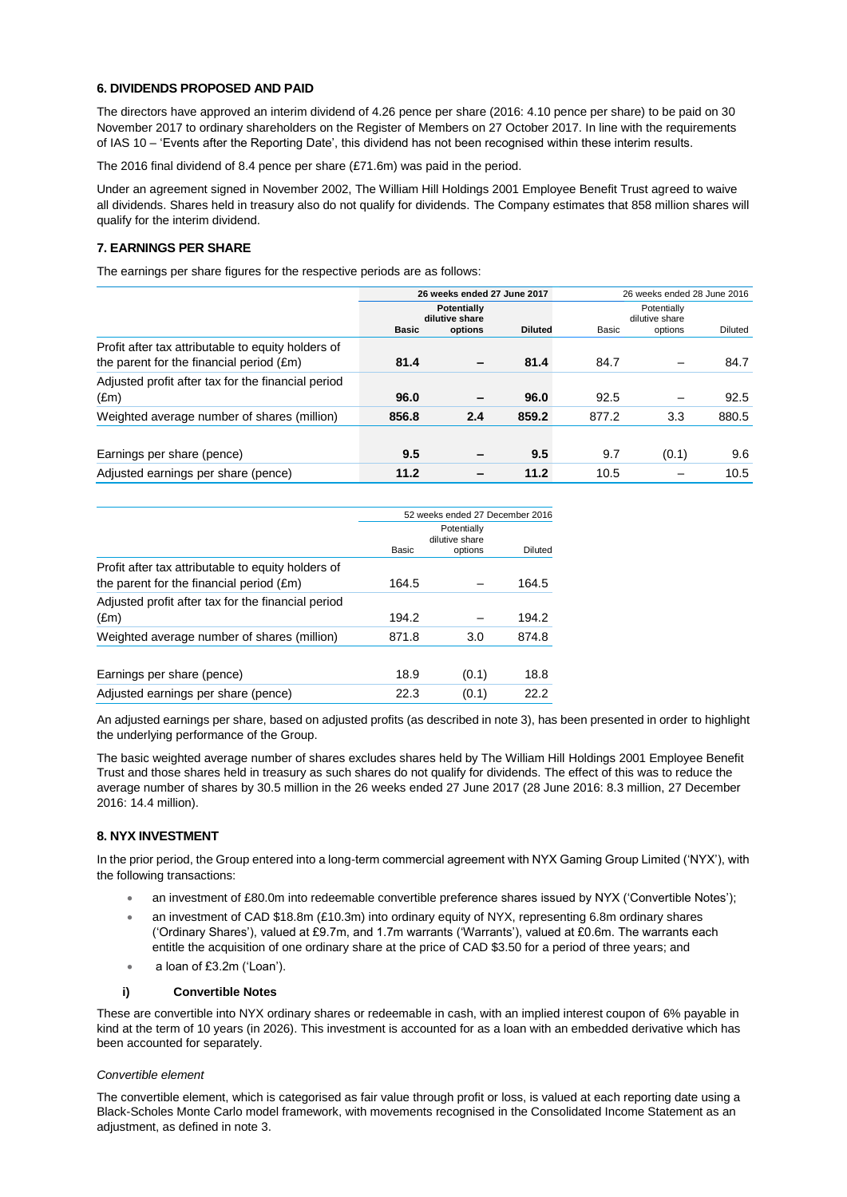### 6. DIVIDENDS PROPOSED AND PAID

The directors have approved an interim dividend of 4.26 pence per share (2016: 4.10 pence per share) to be paid on 30 November 2017 to ordinary shareholders on the Register of Members on 27 October 2017. In line with the requirements of IAS 10 – 'Events after the Reporting Date', this dividend has not been recognised within these interim results.

The 2016 final dividend of 8.4 pence per share (£71.6m) was paid in the period.

Under an agreement signed in November 2002, The William Hill Holdings 2001 Employee Benefit Trust agreed to waive all dividends. Shares held in treasury also do not qualify for dividends. The Company estimates that 858 million shares will qualify for the interim dividend.

### 7. EARNINGS PER SHARE

The earnings per share figures for the respective periods are as follows:

| | **26 weeks ended 27 June 2017** | | | 26 weeks ended 28 June 2016 | | |
|---|---|---|---|---|---|---|
| | **Basic** | **Potentially dilutive share options** | **Diluted** | Basic | Potentially dilutive share options | Diluted |
| Profit after tax attributable to equity holders of the parent for the financial period (£m) | **81.4** | **–** | **81.4** | 84.7 | – | 84.7 |
| Adjusted profit after tax for the financial period (£m) | **96.0** | **–** | **96.0** | 92.5 | – | 92.5 |
| Weighted average number of shares (million) | **856.8** | **2.4** | **859.2** | 877.2 | 3.3 | 880.5 |
| Earnings per share (pence) | **9.5** | **–** | **9.5** | 9.7 | (0.1) | 9.6 |
| Adjusted earnings per share (pence) | **11.2** | **–** | **11.2** | 10.5 | – | 10.5 |

| | 52 weeks ended 27 December 2016 | | |
|---|---|---|---|
| | Basic | Potentially dilutive share options | Diluted |
| Profit after tax attributable to equity holders of the parent for the financial period (£m) | 164.5 | – | 164.5 |
| Adjusted profit after tax for the financial period (£m) | 194.2 | – | 194.2 |
| Weighted average number of shares (million) | 871.8 | 3.0 | 874.8 |
| Earnings per share (pence) | 18.9 | (0.1) | 18.8 |
| Adjusted earnings per share (pence) | 22.3 | (0.1) | 22.2 |

An adjusted earnings per share, based on adjusted profits (as described in note 3), has been presented in order to highlight the underlying performance of the Group.

The basic weighted average number of shares excludes shares held by The William Hill Holdings 2001 Employee Benefit Trust and those shares held in treasury as such shares do not qualify for dividends. The effect of this was to reduce the average number of shares by 30.5 million in the 26 weeks ended 27 June 2017 (28 June 2016: 8.3 million, 27 December 2016: 14.4 million).

### 8. NYX INVESTMENT

In the prior period, the Group entered into a long-term commercial agreement with NYX Gaming Group Limited ('NYX'), with the following transactions:

- an investment of £80.0m into redeemable convertible preference shares issued by NYX ('Convertible Notes');
- an investment of CAD $18.8m (£10.3m) into ordinary equity of NYX, representing 6.8m ordinary shares ('Ordinary Shares'), valued at £9.7m, and 1.7m warrants ('Warrants'), valued at £0.6m. The warrants each entitle the acquisition of one ordinary share at the price of CAD $3.50 for a period of three years; and
- a loan of £3.2m ('Loan').

#### i) Convertible Notes

These are convertible into NYX ordinary shares or redeemable in cash, with an implied interest coupon of 6% payable in kind at the term of 10 years (in 2026). This investment is accounted for as a loan with an embedded derivative which has been accounted for separately.

*Convertible element*

The convertible element, which is categorised as fair value through profit or loss, is valued at each reporting date using a Black-Scholes Monte Carlo model framework, with movements recognised in the Consolidated Income Statement as an adjustment, as defined in note 3.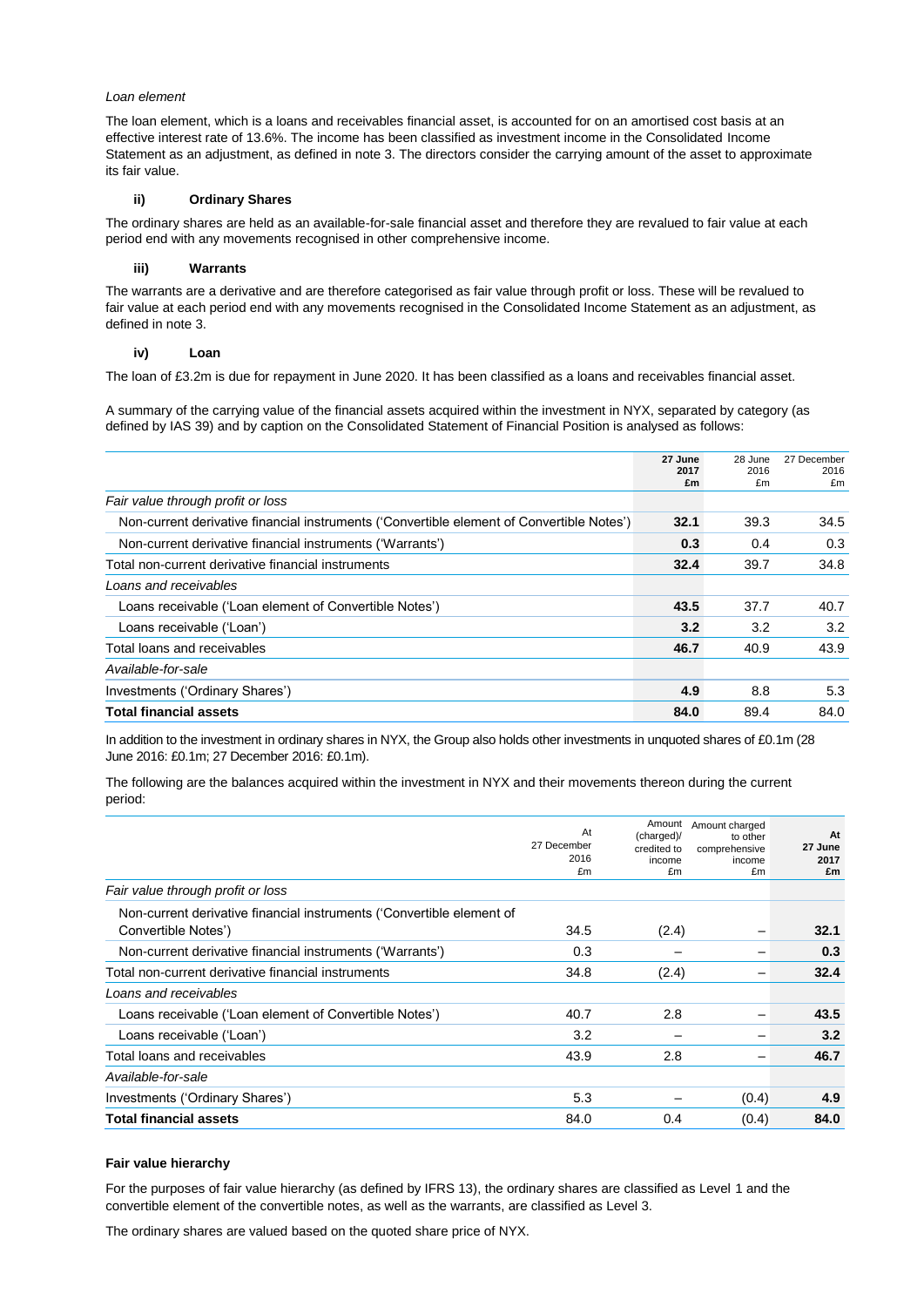*Loan element*

The loan element, which is a loans and receivables financial asset, is accounted for on an amortised cost basis at an effective interest rate of 13.6%. The income has been classified as investment income in the Consolidated Income Statement as an adjustment, as defined in note 3. The directors consider the carrying amount of the asset to approximate its fair value.

**ii) Ordinary Shares**

The ordinary shares are held as an available-for-sale financial asset and therefore they are revalued to fair value at each period end with any movements recognised in other comprehensive income.

**iii) Warrants**

The warrants are a derivative and are therefore categorised as fair value through profit or loss. These will be revalued to fair value at each period end with any movements recognised in the Consolidated Income Statement as an adjustment, as defined in note 3.

**iv) Loan**

The loan of £3.2m is due for repayment in June 2020. It has been classified as a loans and receivables financial asset.

A summary of the carrying value of the financial assets acquired within the investment in NYX, separated by category (as defined by IAS 39) and by caption on the Consolidated Statement of Financial Position is analysed as follows:

| | **27 June 2017 £m** | 28 June 2016 £m | 27 December 2016 £m |
|---|---|---|---|
| *Fair value through profit or loss* | | | |
| Non-current derivative financial instruments ('Convertible element of Convertible Notes') | **32.1** | 39.3 | 34.5 |
| Non-current derivative financial instruments ('Warrants') | **0.3** | 0.4 | 0.3 |
| Total non-current derivative financial instruments | **32.4** | 39.7 | 34.8 |
| *Loans and receivables* | | | |
| Loans receivable ('Loan element of Convertible Notes') | **43.5** | 37.7 | 40.7 |
| Loans receivable ('Loan') | **3.2** | 3.2 | 3.2 |
| Total loans and receivables | **46.7** | 40.9 | 43.9 |
| *Available-for-sale* | | | |
| Investments ('Ordinary Shares') | **4.9** | 8.8 | 5.3 |
| **Total financial assets** | **84.0** | 89.4 | 84.0 |

In addition to the investment in ordinary shares in NYX, the Group also holds other investments in unquoted shares of £0.1m (28 June 2016: £0.1m; 27 December 2016: £0.1m).

The following are the balances acquired within the investment in NYX and their movements thereon during the current period:

| | At 27 December 2016 £m | Amount (charged)/ credited to income £m | Amount charged to other comprehensive income £m | **At 27 June 2017 £m** |
|---|---|---|---|---|
| *Fair value through profit or loss* | | | | |
| Non-current derivative financial instruments ('Convertible element of Convertible Notes') | 34.5 | (2.4) | – | **32.1** |
| Non-current derivative financial instruments ('Warrants') | 0.3 | – | – | **0.3** |
| Total non-current derivative financial instruments | 34.8 | (2.4) | – | **32.4** |
| *Loans and receivables* | | | | |
| Loans receivable ('Loan element of Convertible Notes') | 40.7 | 2.8 | – | **43.5** |
| Loans receivable ('Loan') | 3.2 | – | – | **3.2** |
| Total loans and receivables | 43.9 | 2.8 | – | **46.7** |
| *Available-for-sale* | | | | |
| Investments ('Ordinary Shares') | 5.3 | – | (0.4) | **4.9** |
| **Total financial assets** | 84.0 | 0.4 | (0.4) | **84.0** |

**Fair value hierarchy**

For the purposes of fair value hierarchy (as defined by IFRS 13), the ordinary shares are classified as Level 1 and the convertible element of the convertible notes, as well as the warrants, are classified as Level 3.

The ordinary shares are valued based on the quoted share price of NYX.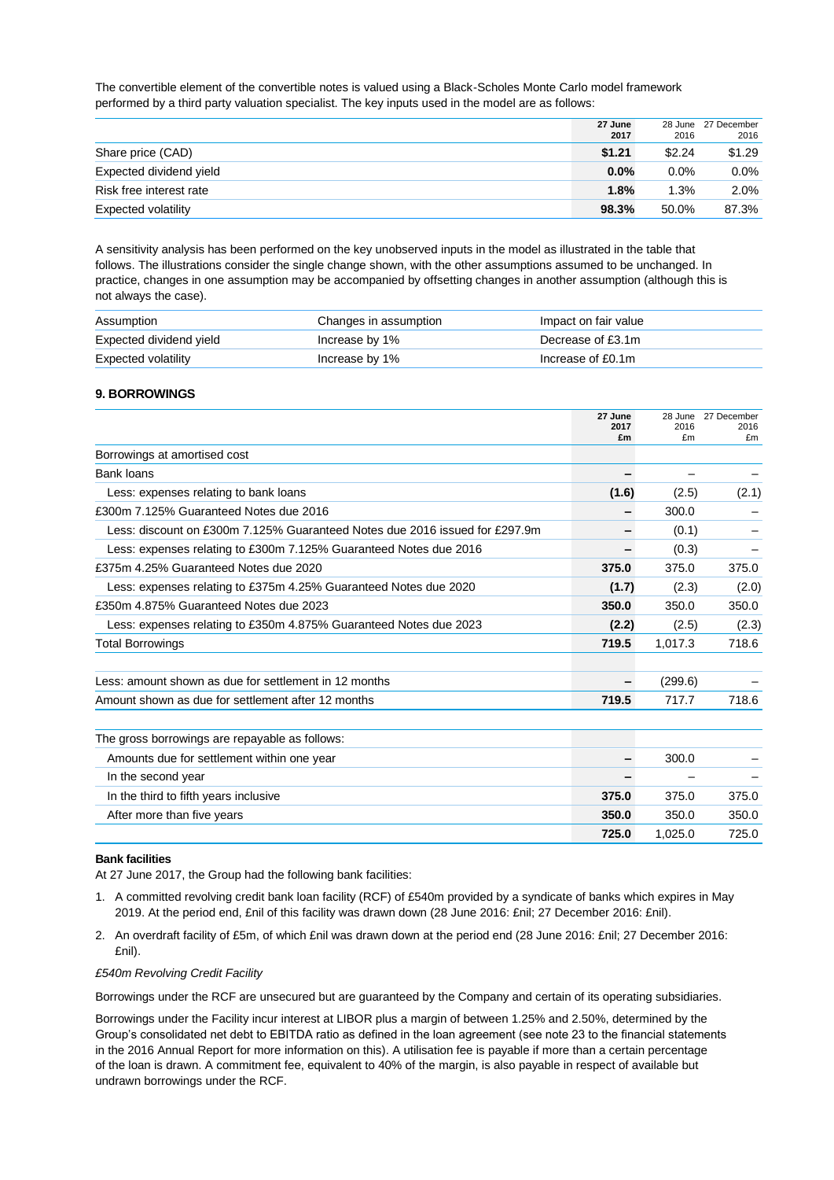The convertible element of the convertible notes is valued using a Black-Scholes Monte Carlo model framework performed by a third party valuation specialist. The key inputs used in the model are as follows:

| | **27 June 2017** | 28 June 2016 | 27 December 2016 |
|---|---|---|---|
| Share price (CAD) | **$1.21** | $2.24 | $1.29 |
| Expected dividend yield | **0.0%** | 0.0% | 0.0% |
| Risk free interest rate | **1.8%** | 1.3% | 2.0% |
| Expected volatility | **98.3%** | 50.0% | 87.3% |

A sensitivity analysis has been performed on the key unobserved inputs in the model as illustrated in the table that follows. The illustrations consider the single change shown, with the other assumptions assumed to be unchanged. In practice, changes in one assumption may be accompanied by offsetting changes in another assumption (although this is not always the case).

| Assumption | Changes in assumption | Impact on fair value |
|---|---|---|
| Expected dividend yield | Increase by 1% | Decrease of £3.1m |
| Expected volatility | Increase by 1% | Increase of £0.1m |

### 9. BORROWINGS

| | **27 June 2017 £m** | 28 June 2016 £m | 27 December 2016 £m |
|---|---|---|---|
| Borrowings at amortised cost | | | |
| Bank loans | **–** | – | – |
| Less: expenses relating to bank loans | **(1.6)** | (2.5) | (2.1) |
| £300m 7.125% Guaranteed Notes due 2016 | **–** | 300.0 | – |
| Less: discount on £300m 7.125% Guaranteed Notes due 2016 issued for £297.9m | **–** | (0.1) | – |
| Less: expenses relating to £300m 7.125% Guaranteed Notes due 2016 | **–** | (0.3) | – |
| £375m 4.25% Guaranteed Notes due 2020 | **375.0** | 375.0 | 375.0 |
| Less: expenses relating to £375m 4.25% Guaranteed Notes due 2020 | **(1.7)** | (2.3) | (2.0) |
| £350m 4.875% Guaranteed Notes due 2023 | **350.0** | 350.0 | 350.0 |
| Less: expenses relating to £350m 4.875% Guaranteed Notes due 2023 | **(2.2)** | (2.5) | (2.3) |
| Total Borrowings | **719.5** | 1,017.3 | 718.6 |
| | | | |
| Less: amount shown as due for settlement in 12 months | **–** | (299.6) | – |
| Amount shown as due for settlement after 12 months | **719.5** | 717.7 | 718.6 |
| | | | |
| The gross borrowings are repayable as follows: | | | |
| Amounts due for settlement within one year | **–** | 300.0 | – |
| In the second year | **–** | – | – |
| In the third to fifth years inclusive | **375.0** | 375.0 | 375.0 |
| After more than five years | **350.0** | 350.0 | 350.0 |
| | **725.0** | 1,025.0 | 725.0 |

**Bank facilities**

At 27 June 2017, the Group had the following bank facilities:

1. A committed revolving credit bank loan facility (RCF) of £540m provided by a syndicate of banks which expires in May 2019. At the period end, £nil of this facility was drawn down (28 June 2016: £nil; 27 December 2016: £nil).
2. An overdraft facility of £5m, of which £nil was drawn down at the period end (28 June 2016: £nil; 27 December 2016: £nil).

*£540m Revolving Credit Facility*

Borrowings under the RCF are unsecured but are guaranteed by the Company and certain of its operating subsidiaries.

Borrowings under the Facility incur interest at LIBOR plus a margin of between 1.25% and 2.50%, determined by the Group's consolidated net debt to EBITDA ratio as defined in the loan agreement (see note 23 to the financial statements in the 2016 Annual Report for more information on this). A utilisation fee is payable if more than a certain percentage of the loan is drawn. A commitment fee, equivalent to 40% of the margin, is also payable in respect of available but undrawn borrowings under the RCF.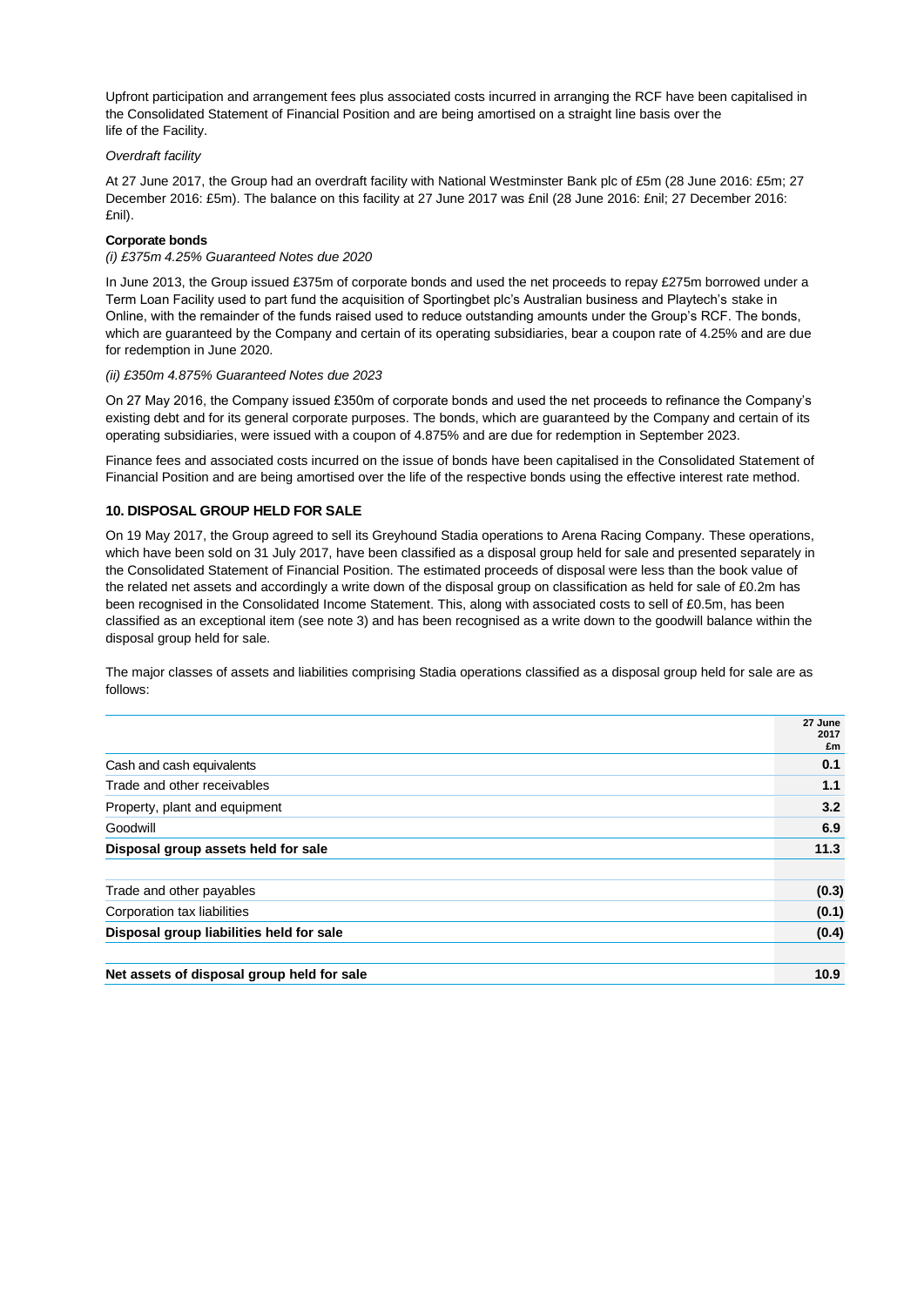Upfront participation and arrangement fees plus associated costs incurred in arranging the RCF have been capitalised in the Consolidated Statement of Financial Position and are being amortised on a straight line basis over the life of the Facility.

*Overdraft facility*

At 27 June 2017, the Group had an overdraft facility with National Westminster Bank plc of £5m (28 June 2016: £5m; 27 December 2016: £5m). The balance on this facility at 27 June 2017 was £nil (28 June 2016: £nil; 27 December 2016: £nil).

**Corporate bonds**

*(i) £375m 4.25% Guaranteed Notes due 2020*

In June 2013, the Group issued £375m of corporate bonds and used the net proceeds to repay £275m borrowed under a Term Loan Facility used to part fund the acquisition of Sportingbet plc's Australian business and Playtech's stake in Online, with the remainder of the funds raised used to reduce outstanding amounts under the Group's RCF. The bonds, which are guaranteed by the Company and certain of its operating subsidiaries, bear a coupon rate of 4.25% and are due for redemption in June 2020.

*(ii) £350m 4.875% Guaranteed Notes due 2023*

On 27 May 2016, the Company issued £350m of corporate bonds and used the net proceeds to refinance the Company's existing debt and for its general corporate purposes. The bonds, which are guaranteed by the Company and certain of its operating subsidiaries, were issued with a coupon of 4.875% and are due for redemption in September 2023.

Finance fees and associated costs incurred on the issue of bonds have been capitalised in the Consolidated Statement of Financial Position and are being amortised over the life of the respective bonds using the effective interest rate method.

## 10. DISPOSAL GROUP HELD FOR SALE

On 19 May 2017, the Group agreed to sell its Greyhound Stadia operations to Arena Racing Company. These operations, which have been sold on 31 July 2017, have been classified as a disposal group held for sale and presented separately in the Consolidated Statement of Financial Position. The estimated proceeds of disposal were less than the book value of the related net assets and accordingly a write down of the disposal group on classification as held for sale of £0.2m has been recognised in the Consolidated Income Statement. This, along with associated costs to sell of £0.5m, has been classified as an exceptional item (see note 3) and has been recognised as a write down to the goodwill balance within the disposal group held for sale.

The major classes of assets and liabilities comprising Stadia operations classified as a disposal group held for sale are as follows:

| | 27 June 2017 £m |
|---|---|
| Cash and cash equivalents | **0.1** |
| Trade and other receivables | **1.1** |
| Property, plant and equipment | **3.2** |
| Goodwill | **6.9** |
| **Disposal group assets held for sale** | **11.3** |
| | |
| Trade and other payables | **(0.3)** |
| Corporation tax liabilities | **(0.1)** |
| **Disposal group liabilities held for sale** | **(0.4)** |
| | |
| **Net assets of disposal group held for sale** | **10.9** |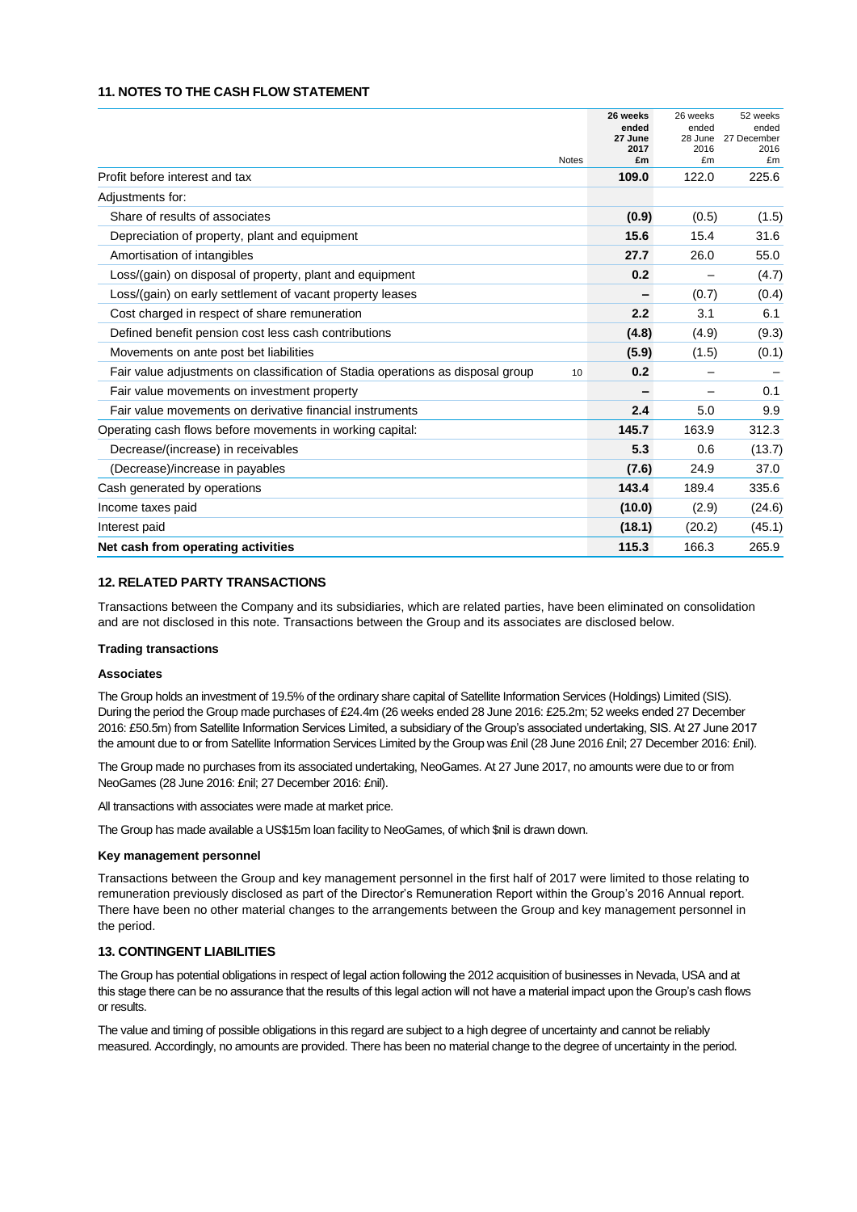## 11. NOTES TO THE CASH FLOW STATEMENT

| | Notes | 26 weeks ended 27 June 2017 £m | 26 weeks ended 28 June 2016 £m | 52 weeks ended 27 December 2016 £m |
|---|---|---|---|---|
| Profit before interest and tax | | **109.0** | 122.0 | 225.6 |
| Adjustments for: | | | | |
| Share of results of associates | | **(0.9)** | (0.5) | (1.5) |
| Depreciation of property, plant and equipment | | **15.6** | 15.4 | 31.6 |
| Amortisation of intangibles | | **27.7** | 26.0 | 55.0 |
| Loss/(gain) on disposal of property, plant and equipment | | **0.2** | – | (4.7) |
| Loss/(gain) on early settlement of vacant property leases | | **–** | (0.7) | (0.4) |
| Cost charged in respect of share remuneration | | **2.2** | 3.1 | 6.1 |
| Defined benefit pension cost less cash contributions | | **(4.8)** | (4.9) | (9.3) |
| Movements on ante post bet liabilities | | **(5.9)** | (1.5) | (0.1) |
| Fair value adjustments on classification of Stadia operations as disposal group | 10 | **0.2** | – | – |
| Fair value movements on investment property | | **–** | – | 0.1 |
| Fair value movements on derivative financial instruments | | **2.4** | 5.0 | 9.9 |
| Operating cash flows before movements in working capital: | | **145.7** | 163.9 | 312.3 |
| Decrease/(increase) in receivables | | **5.3** | 0.6 | (13.7) |
| (Decrease)/increase in payables | | **(7.6)** | 24.9 | 37.0 |
| Cash generated by operations | | **143.4** | 189.4 | 335.6 |
| Income taxes paid | | **(10.0)** | (2.9) | (24.6) |
| Interest paid | | **(18.1)** | (20.2) | (45.1) |
| **Net cash from operating activities** | | **115.3** | 166.3 | 265.9 |

## 12. RELATED PARTY TRANSACTIONS

Transactions between the Company and its subsidiaries, which are related parties, have been eliminated on consolidation and are not disclosed in this note. Transactions between the Group and its associates are disclosed below.

**Trading transactions**

**Associates**

The Group holds an investment of 19.5% of the ordinary share capital of Satellite Information Services (Holdings) Limited (SIS). During the period the Group made purchases of £24.4m (26 weeks ended 28 June 2016: £25.2m; 52 weeks ended 27 December 2016: £50.5m) from Satellite Information Services Limited, a subsidiary of the Group's associated undertaking, SIS. At 27 June 2017 the amount due to or from Satellite Information Services Limited by the Group was £nil (28 June 2016 £nil; 27 December 2016: £nil).

The Group made no purchases from its associated undertaking, NeoGames. At 27 June 2017, no amounts were due to or from NeoGames (28 June 2016: £nil; 27 December 2016: £nil).

All transactions with associates were made at market price.

The Group has made available a US$15m loan facility to NeoGames, of which $nil is drawn down.

**Key management personnel**

Transactions between the Group and key management personnel in the first half of 2017 were limited to those relating to remuneration previously disclosed as part of the Director's Remuneration Report within the Group's 2016 Annual report. There have been no other material changes to the arrangements between the Group and key management personnel in the period.

## 13. CONTINGENT LIABILITIES

The Group has potential obligations in respect of legal action following the 2012 acquisition of businesses in Nevada, USA and at this stage there can be no assurance that the results of this legal action will not have a material impact upon the Group's cash flows or results.

The value and timing of possible obligations in this regard are subject to a high degree of uncertainty and cannot be reliably measured. Accordingly, no amounts are provided. There has been no material change to the degree of uncertainty in the period.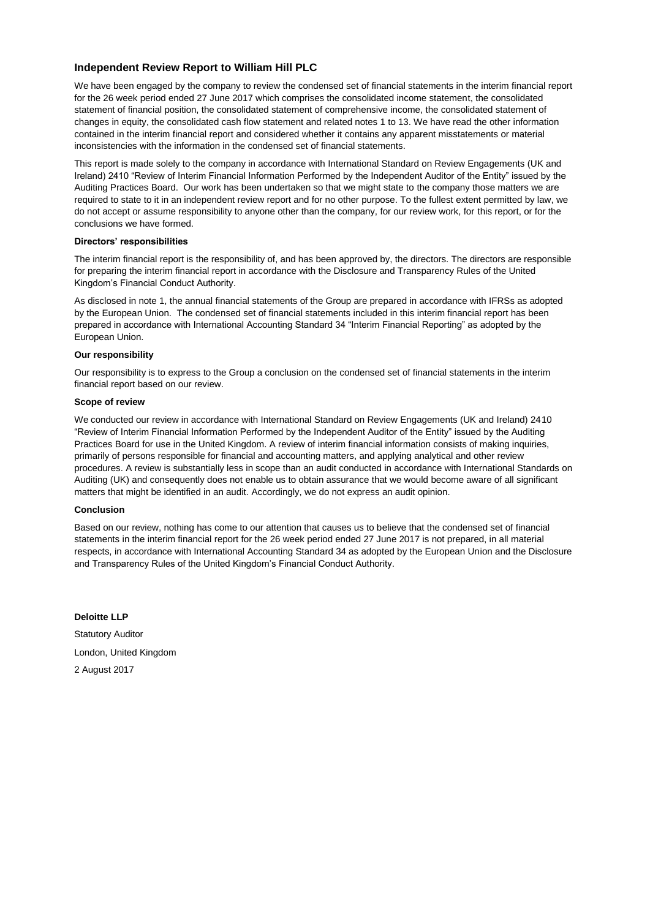## Independent Review Report to William Hill PLC

We have been engaged by the company to review the condensed set of financial statements in the interim financial report for the 26 week period ended 27 June 2017 which comprises the consolidated income statement, the consolidated statement of financial position, the consolidated statement of comprehensive income, the consolidated statement of changes in equity, the consolidated cash flow statement and related notes 1 to 13. We have read the other information contained in the interim financial report and considered whether it contains any apparent misstatements or material inconsistencies with the information in the condensed set of financial statements.

This report is made solely to the company in accordance with International Standard on Review Engagements (UK and Ireland) 2410 "Review of Interim Financial Information Performed by the Independent Auditor of the Entity" issued by the Auditing Practices Board. Our work has been undertaken so that we might state to the company those matters we are required to state to it in an independent review report and for no other purpose. To the fullest extent permitted by law, we do not accept or assume responsibility to anyone other than the company, for our review work, for this report, or for the conclusions we have formed.

**Directors' responsibilities**

The interim financial report is the responsibility of, and has been approved by, the directors. The directors are responsible for preparing the interim financial report in accordance with the Disclosure and Transparency Rules of the United Kingdom's Financial Conduct Authority.

As disclosed in note 1, the annual financial statements of the Group are prepared in accordance with IFRSs as adopted by the European Union. The condensed set of financial statements included in this interim financial report has been prepared in accordance with International Accounting Standard 34 "Interim Financial Reporting" as adopted by the European Union.

**Our responsibility**

Our responsibility is to express to the Group a conclusion on the condensed set of financial statements in the interim financial report based on our review.

**Scope of review**

We conducted our review in accordance with International Standard on Review Engagements (UK and Ireland) 2410 "Review of Interim Financial Information Performed by the Independent Auditor of the Entity" issued by the Auditing Practices Board for use in the United Kingdom. A review of interim financial information consists of making inquiries, primarily of persons responsible for financial and accounting matters, and applying analytical and other review procedures. A review is substantially less in scope than an audit conducted in accordance with International Standards on Auditing (UK) and consequently does not enable us to obtain assurance that we would become aware of all significant matters that might be identified in an audit. Accordingly, we do not express an audit opinion.

**Conclusion**

Based on our review, nothing has come to our attention that causes us to believe that the condensed set of financial statements in the interim financial report for the 26 week period ended 27 June 2017 is not prepared, in all material respects, in accordance with International Accounting Standard 34 as adopted by the European Union and the Disclosure and Transparency Rules of the United Kingdom's Financial Conduct Authority.

**Deloitte LLP**

Statutory Auditor

London, United Kingdom

2 August 2017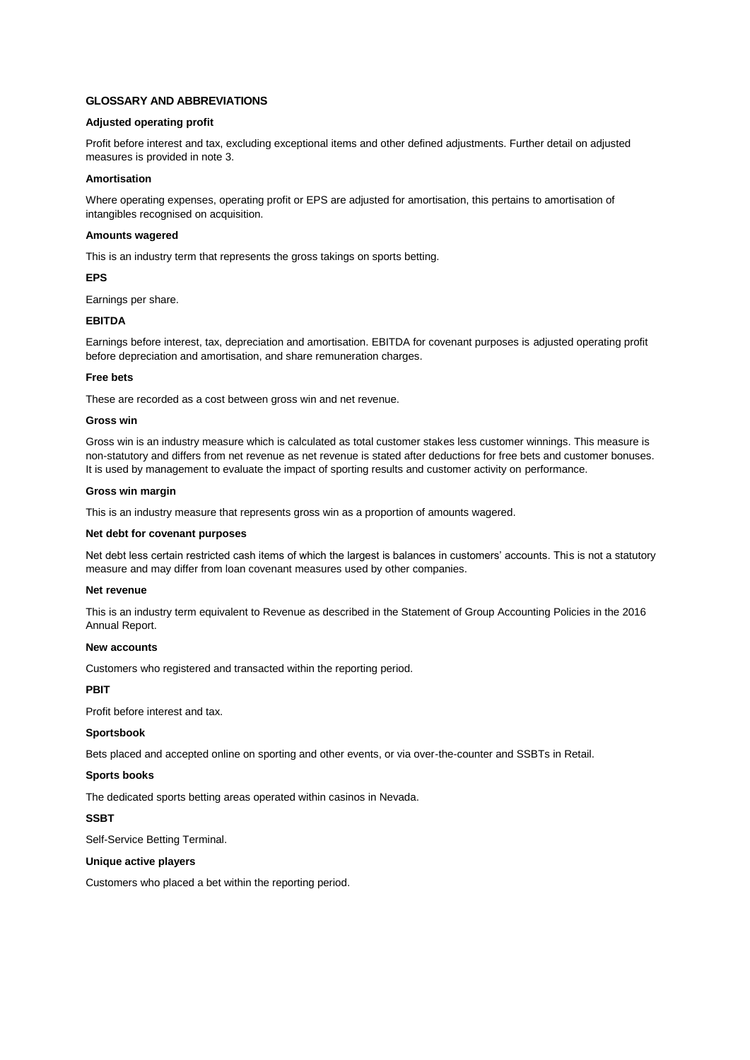## GLOSSARY AND ABBREVIATIONS

### Adjusted operating profit

Profit before interest and tax, excluding exceptional items and other defined adjustments. Further detail on adjusted measures is provided in note 3.

### Amortisation

Where operating expenses, operating profit or EPS are adjusted for amortisation, this pertains to amortisation of intangibles recognised on acquisition.

### Amounts wagered

This is an industry term that represents the gross takings on sports betting.

### EPS

Earnings per share.

### EBITDA

Earnings before interest, tax, depreciation and amortisation. EBITDA for covenant purposes is adjusted operating profit before depreciation and amortisation, and share remuneration charges.

### Free bets

These are recorded as a cost between gross win and net revenue.

### Gross win

Gross win is an industry measure which is calculated as total customer stakes less customer winnings. This measure is non-statutory and differs from net revenue as net revenue is stated after deductions for free bets and customer bonuses. It is used by management to evaluate the impact of sporting results and customer activity on performance.

### Gross win margin

This is an industry measure that represents gross win as a proportion of amounts wagered.

### Net debt for covenant purposes

Net debt less certain restricted cash items of which the largest is balances in customers' accounts. This is not a statutory measure and may differ from loan covenant measures used by other companies.

### Net revenue

This is an industry term equivalent to Revenue as described in the Statement of Group Accounting Policies in the 2016 Annual Report.

### New accounts

Customers who registered and transacted within the reporting period.

### PBIT

Profit before interest and tax.

### Sportsbook

Bets placed and accepted online on sporting and other events, or via over-the-counter and SSBTs in Retail.

### Sports books

The dedicated sports betting areas operated within casinos in Nevada.

### SSBT

Self-Service Betting Terminal.

### Unique active players

Customers who placed a bet within the reporting period.